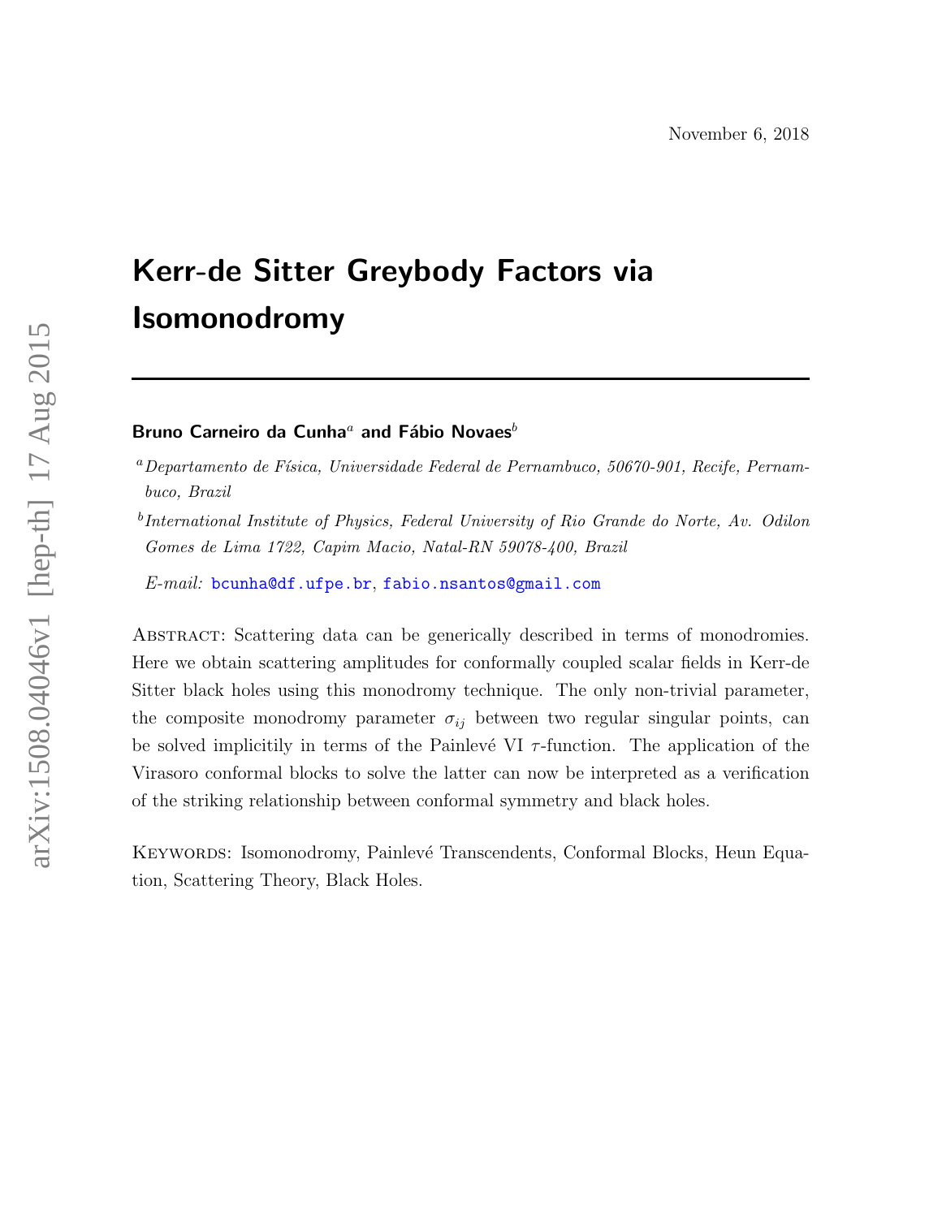November 6, 2018

# Kerr-de Sitter Greybody Factors via Isomonodromy

**Bruno Carneiro da Cunha**[a] **and Fábio Novaes**[b]

[a] *Departamento de Física, Universidade Federal de Pernambuco, 50670-901, Recife, Pernambuco, Brazil*

[b] *International Institute of Physics, Federal University of Rio Grande do Norte, Av. Odilon Gomes de Lima 1722, Capim Macio, Natal-RN 59078-400, Brazil*

*E-mail:* bcunha@df.ufpe.br, fabio.nsantos@gmail.com

Abstract: Scattering data can be generically described in terms of monodromies. Here we obtain scattering amplitudes for conformally coupled scalar fields in Kerr-de Sitter black holes using this monodromy technique. The only non-trivial parameter, the composite monodromy parameter $\sigma_{ij}$ between two regular singular points, can be solved implicitily in terms of the Painlevé VI $\tau$-function. The application of the Virasoro conformal blocks to solve the latter can now be interpreted as a verification of the striking relationship between conformal symmetry and black holes.

Keywords: Isomonodromy, Painlevé Transcendents, Conformal Blocks, Heun Equation, Scattering Theory, Black Holes.

arXiv:1508.04046v1 [hep-th] 17 Aug 2015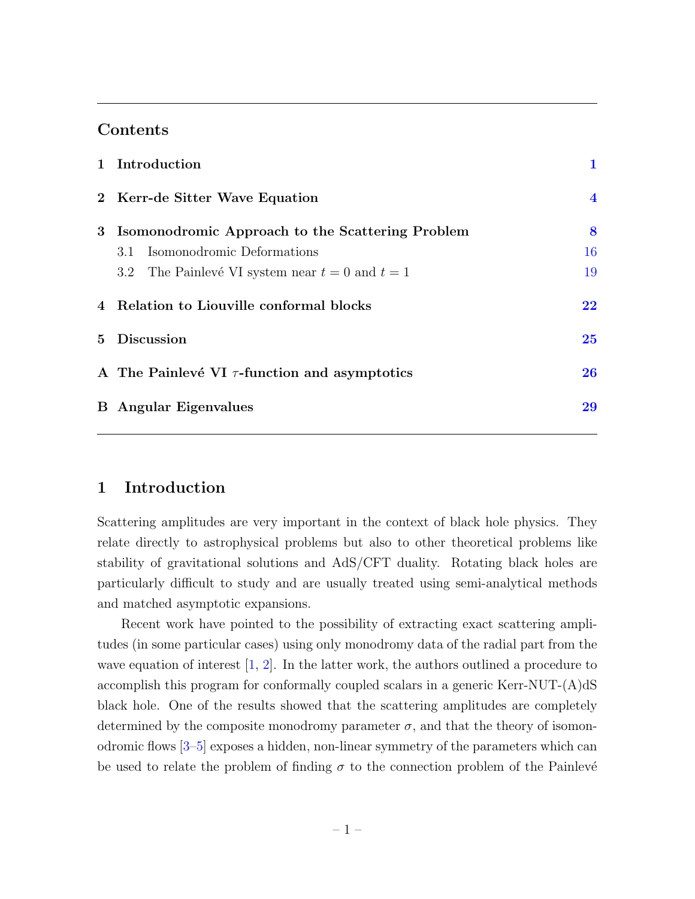## Contents

| | | |
|---|---|---|
| 1 | **Introduction** | **1** |
| 2 | **Kerr-de Sitter Wave Equation** | **4** |
| 3 | **Isomonodromic Approach to the Scattering Problem** | **8** |
| | 3.1 Isomonodromic Deformations | 16 |
| | 3.2 The Painlevé VI system near $t = 0$ and $t = 1$ | 19 |
| 4 | **Relation to Liouville conformal blocks** | **22** |
| 5 | **Discussion** | **25** |
| A | **The Painlevé VI $\tau$-function and asymptotics** | **26** |
| B | **Angular Eigenvalues** | **29** |

# 1 Introduction

Scattering amplitudes are very important in the context of black hole physics. They relate directly to astrophysical problems but also to other theoretical problems like stability of gravitational solutions and AdS/CFT duality. Rotating black holes are particularly difficult to study and are usually treated using semi-analytical methods and matched asymptotic expansions.

Recent work have pointed to the possibility of extracting exact scattering amplitudes (in some particular cases) using only monodromy data of the radial part from the wave equation of interest [1, 2]. In the latter work, the authors outlined a procedure to accomplish this program for conformally coupled scalars in a generic Kerr-NUT-(A)dS black hole. One of the results showed that the scattering amplitudes are completely determined by the composite monodromy parameter $\sigma$, and that the theory of isomonodromic flows [3–5] exposes a hidden, non-linear symmetry of the parameters which can be used to relate the problem of finding $\sigma$ to the connection problem of the Painlevé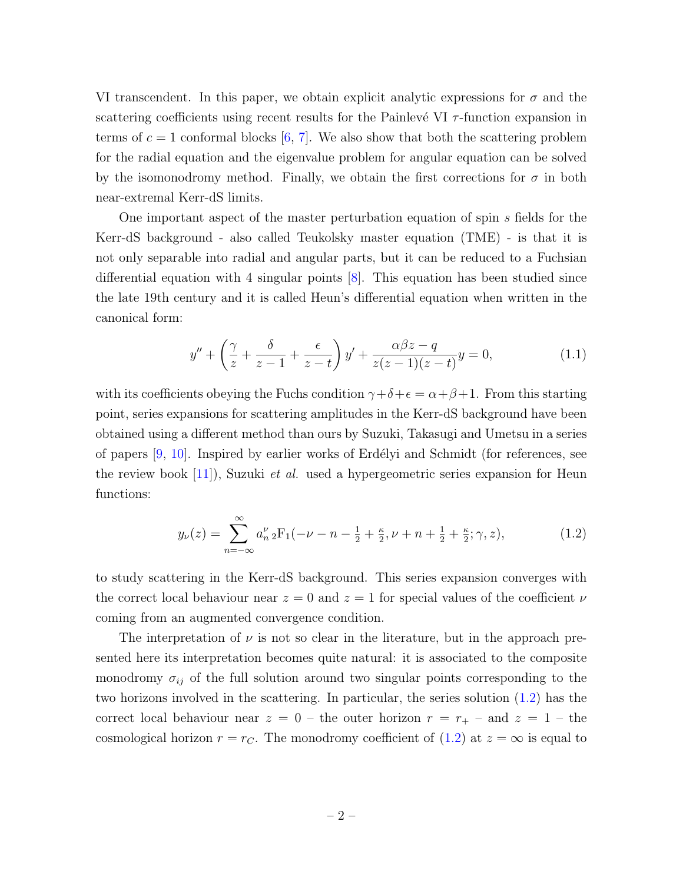VI transcendent. In this paper, we obtain explicit analytic expressions for $\sigma$ and the scattering coefficients using recent results for the Painlevé VI $\tau$-function expansion in terms of $c = 1$ conformal blocks [6, 7]. We also show that both the scattering problem for the radial equation and the eigenvalue problem for angular equation can be solved by the isomonodromy method. Finally, we obtain the first corrections for $\sigma$ in both near-extremal Kerr-dS limits.

One important aspect of the master perturbation equation of spin $s$ fields for the Kerr-dS background - also called Teukolsky master equation (TME) - is that it is not only separable into radial and angular parts, but it can be reduced to a Fuchsian differential equation with 4 singular points [8]. This equation has been studied since the late 19th century and it is called Heun's differential equation when written in the canonical form:

$$
y'' + \left(\frac{\gamma}{z} + \frac{\delta}{z-1} + \frac{\epsilon}{z-t}\right) y' + \frac{\alpha\beta z - q}{z(z-1)(z-t)} y = 0, \tag{1.1}
$$

with its coefficients obeying the Fuchs condition $\gamma+\delta+\epsilon = \alpha+\beta+1$. From this starting point, series expansions for scattering amplitudes in the Kerr-dS background have been obtained using a different method than ours by Suzuki, Takasugi and Umetsu in a series of papers [9, 10]. Inspired by earlier works of Erdélyi and Schmidt (for references, see the review book [11]), Suzuki *et al.* used a hypergeometric series expansion for Heun functions:

$$
y_\nu(z) = \sum_{n=-\infty}^{\infty} a_n^\nu \, {}_2\mathrm{F}_1(-\nu - n - \tfrac{1}{2} + \tfrac{\kappa}{2}, \nu + n + \tfrac{1}{2} + \tfrac{\kappa}{2}; \gamma, z), \tag{1.2}
$$

to study scattering in the Kerr-dS background. This series expansion converges with the correct local behaviour near $z = 0$ and $z = 1$ for special values of the coefficient $\nu$ coming from an augmented convergence condition.

The interpretation of $\nu$ is not so clear in the literature, but in the approach presented here its interpretation becomes quite natural: it is associated to the composite monodromy $\sigma_{ij}$ of the full solution around two singular points corresponding to the two horizons involved in the scattering. In particular, the series solution (1.2) has the correct local behaviour near $z = 0$ – the outer horizon $r = r_+$ – and $z = 1$ – the cosmological horizon $r = r_C$. The monodromy coefficient of (1.2) at $z = \infty$ is equal to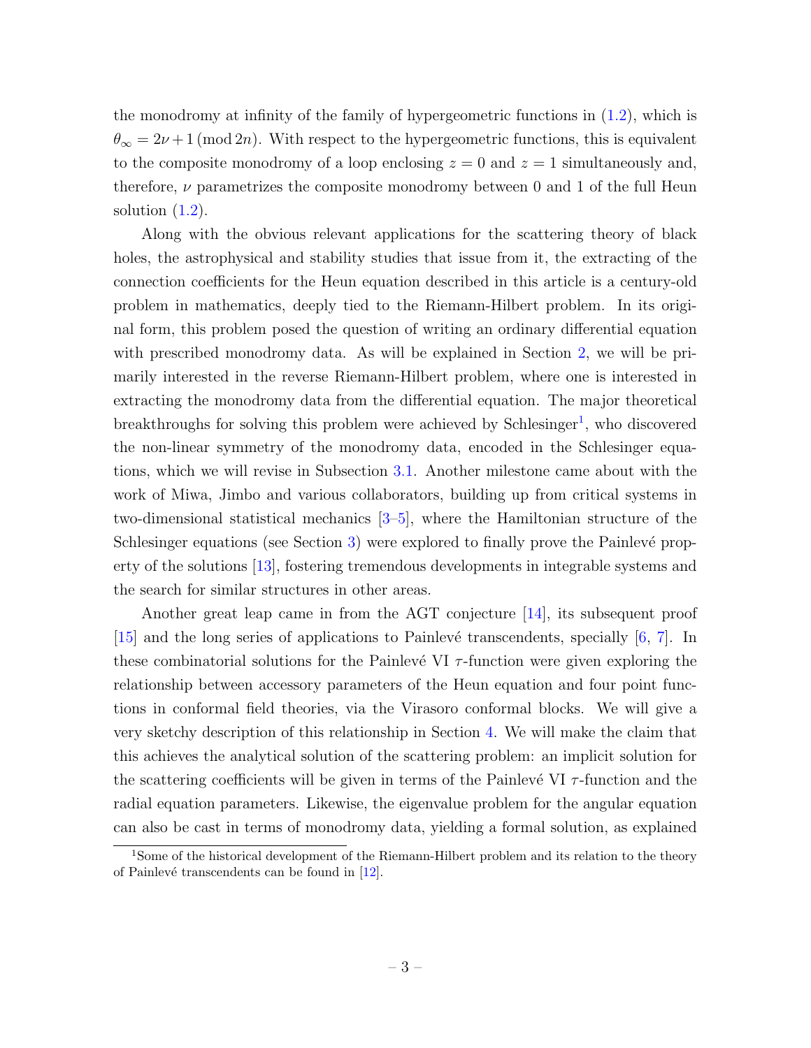the monodromy at infinity of the family of hypergeometric functions in (1.2), which is $\theta_\infty = 2\nu + 1 \,(\mathrm{mod}\, 2n)$. With respect to the hypergeometric functions, this is equivalent to the composite monodromy of a loop enclosing $z = 0$ and $z = 1$ simultaneously and, therefore, $\nu$ parametrizes the composite monodromy between 0 and 1 of the full Heun solution (1.2).

Along with the obvious relevant applications for the scattering theory of black holes, the astrophysical and stability studies that issue from it, the extracting of the connection coefficients for the Heun equation described in this article is a century-old problem in mathematics, deeply tied to the Riemann-Hilbert problem. In its original form, this problem posed the question of writing an ordinary differential equation with prescribed monodromy data. As will be explained in Section 2, we will be primarily interested in the reverse Riemann-Hilbert problem, where one is interested in extracting the monodromy data from the differential equation. The major theoretical breakthroughs for solving this problem were achieved by Schlesinger[1], who discovered the non-linear symmetry of the monodromy data, encoded in the Schlesinger equations, which we will revise in Subsection 3.1. Another milestone came about with the work of Miwa, Jimbo and various collaborators, building up from critical systems in two-dimensional statistical mechanics [3–5], where the Hamiltonian structure of the Schlesinger equations (see Section 3) were explored to finally prove the Painlevé property of the solutions [13], fostering tremendous developments in integrable systems and the search for similar structures in other areas.

Another great leap came in from the AGT conjecture [14], its subsequent proof [15] and the long series of applications to Painlevé transcendents, specially [6, 7]. In these combinatorial solutions for the Painlevé VI $\tau$-function were given exploring the relationship between accessory parameters of the Heun equation and four point functions in conformal field theories, via the Virasoro conformal blocks. We will give a very sketchy description of this relationship in Section 4. We will make the claim that this achieves the analytical solution of the scattering problem: an implicit solution for the scattering coefficients will be given in terms of the Painlevé VI $\tau$-function and the radial equation parameters. Likewise, the eigenvalue problem for the angular equation can also be cast in terms of monodromy data, yielding a formal solution, as explained

[1]Some of the historical development of the Riemann-Hilbert problem and its relation to the theory of Painlevé transcendents can be found in [12].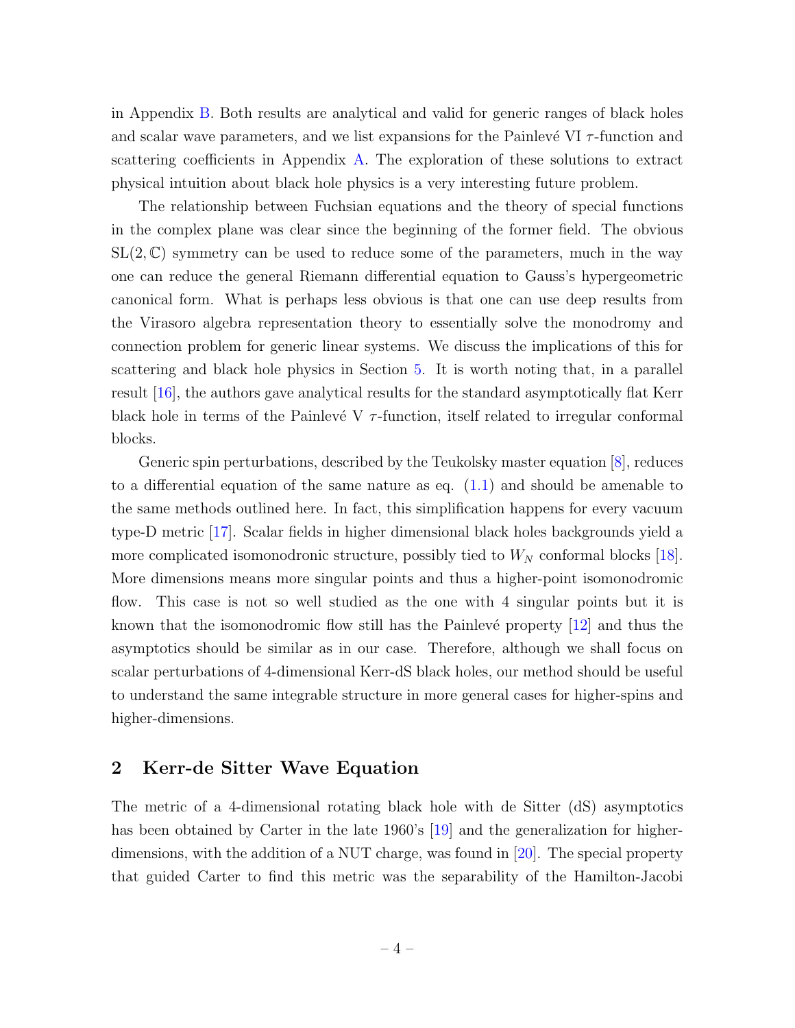in Appendix B. Both results are analytical and valid for generic ranges of black holes and scalar wave parameters, and we list expansions for the Painlevé VI $\tau$-function and scattering coefficients in Appendix A. The exploration of these solutions to extract physical intuition about black hole physics is a very interesting future problem.

The relationship between Fuchsian equations and the theory of special functions in the complex plane was clear since the beginning of the former field. The obvious $\mathrm{SL}(2,\mathbb{C})$ symmetry can be used to reduce some of the parameters, much in the way one can reduce the general Riemann differential equation to Gauss's hypergeometric canonical form. What is perhaps less obvious is that one can use deep results from the Virasoro algebra representation theory to essentially solve the monodromy and connection problem for generic linear systems. We discuss the implications of this for scattering and black hole physics in Section 5. It is worth noting that, in a parallel result [16], the authors gave analytical results for the standard asymptotically flat Kerr black hole in terms of the Painlevé V $\tau$-function, itself related to irregular conformal blocks.

Generic spin perturbations, described by the Teukolsky master equation [8], reduces to a differential equation of the same nature as eq. (1.1) and should be amenable to the same methods outlined here. In fact, this simplification happens for every vacuum type-D metric [17]. Scalar fields in higher dimensional black holes backgrounds yield a more complicated isomonodronic structure, possibly tied to $W_N$ conformal blocks [18]. More dimensions means more singular points and thus a higher-point isomonodromic flow. This case is not so well studied as the one with 4 singular points but it is known that the isomonodromic flow still has the Painlevé property [12] and thus the asymptotics should be similar as in our case. Therefore, although we shall focus on scalar perturbations of 4-dimensional Kerr-dS black holes, our method should be useful to understand the same integrable structure in more general cases for higher-spins and higher-dimensions.

## 2 Kerr-de Sitter Wave Equation

The metric of a 4-dimensional rotating black hole with de Sitter (dS) asymptotics has been obtained by Carter in the late 1960's [19] and the generalization for higher-dimensions, with the addition of a NUT charge, was found in [20]. The special property that guided Carter to find this metric was the separability of the Hamilton-Jacobi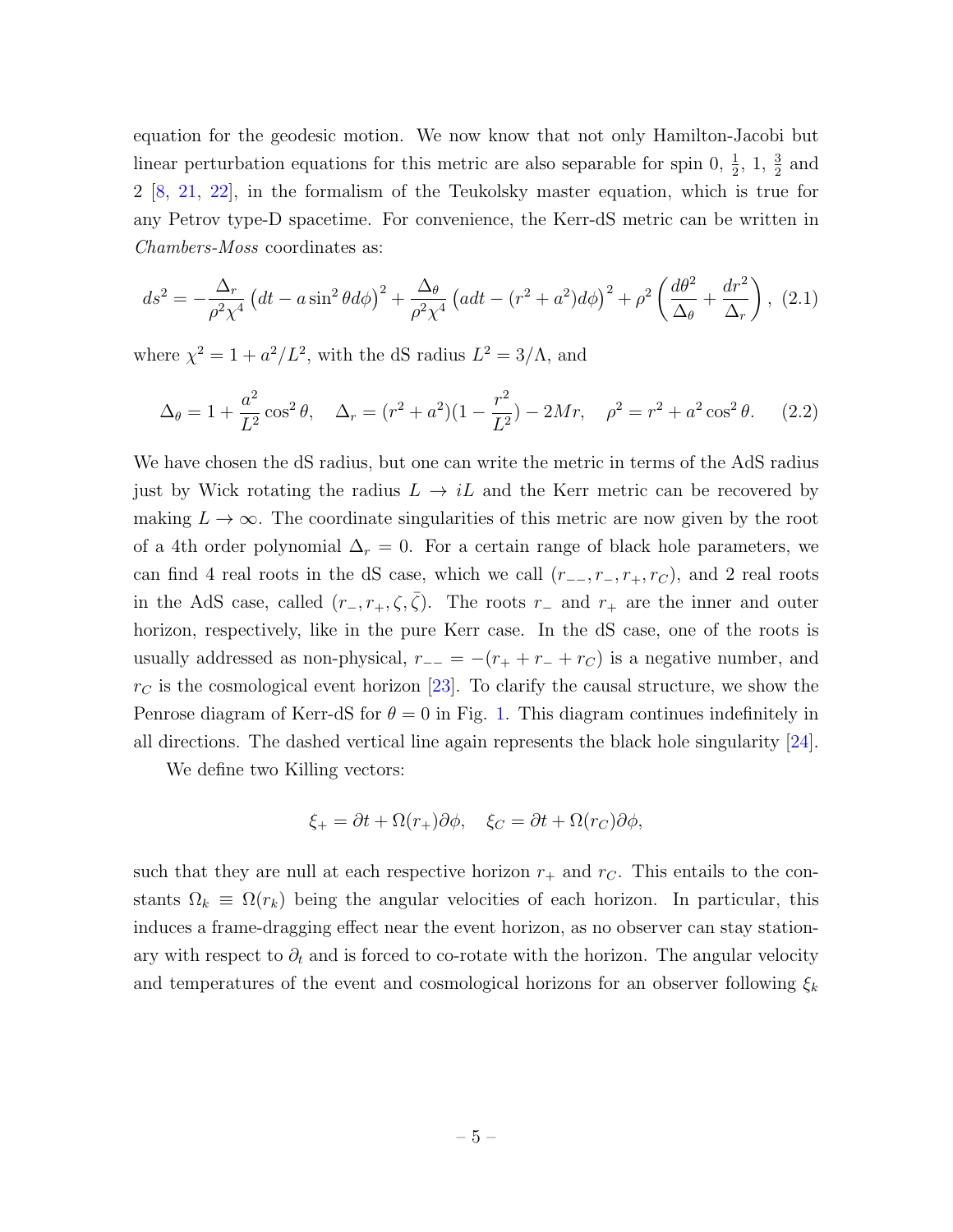equation for the geodesic motion. We now know that not only Hamilton-Jacobi but linear perturbation equations for this metric are also separable for spin 0, $\frac{1}{2}$, 1, $\frac{3}{2}$ and 2 [8, 21, 22], in the formalism of the Teukolsky master equation, which is true for any Petrov type-D spacetime. For convenience, the Kerr-dS metric can be written in *Chambers-Moss* coordinates as:

$$ds^2 = -\frac{\Delta_r}{\rho^2\chi^4}\left(dt - a\sin^2\theta d\phi\right)^2 + \frac{\Delta_\theta}{\rho^2\chi^4}\left(adt - (r^2+a^2)d\phi\right)^2 + \rho^2\left(\frac{d\theta^2}{\Delta_\theta} + \frac{dr^2}{\Delta_r}\right), \quad (2.1)$$

where $\chi^2 = 1 + a^2/L^2$, with the dS radius $L^2 = 3/\Lambda$, and

$$\Delta_\theta = 1 + \frac{a^2}{L^2}\cos^2\theta, \quad \Delta_r = (r^2+a^2)(1-\frac{r^2}{L^2}) - 2Mr, \quad \rho^2 = r^2 + a^2\cos^2\theta. \quad (2.2)$$

We have chosen the dS radius, but one can write the metric in terms of the AdS radius just by Wick rotating the radius $L \to iL$ and the Kerr metric can be recovered by making $L \to \infty$. The coordinate singularities of this metric are now given by the root of a 4th order polynomial $\Delta_r = 0$. For a certain range of black hole parameters, we can find 4 real roots in the dS case, which we call $(r_{--}, r_-, r_+, r_C)$, and 2 real roots in the AdS case, called $(r_-, r_+, \zeta, \bar{\zeta})$. The roots $r_-$ and $r_+$ are the inner and outer horizon, respectively, like in the pure Kerr case. In the dS case, one of the roots is usually addressed as non-physical, $r_{--} = -(r_+ + r_- + r_C)$ is a negative number, and $r_C$ is the cosmological event horizon [23]. To clarify the causal structure, we show the Penrose diagram of Kerr-dS for $\theta = 0$ in Fig. 1. This diagram continues indefinitely in all directions. The dashed vertical line again represents the black hole singularity [24].

We define two Killing vectors:

$$\xi_+ = \partial t + \Omega(r_+)\partial\phi, \quad \xi_C = \partial t + \Omega(r_C)\partial\phi,$$

such that they are null at each respective horizon $r_+$ and $r_C$. This entails to the constants $\Omega_k \equiv \Omega(r_k)$ being the angular velocities of each horizon. In particular, this induces a frame-dragging effect near the event horizon, as no observer can stay stationary with respect to $\partial_t$ and is forced to co-rotate with the horizon. The angular velocity and temperatures of the event and cosmological horizons for an observer following $\xi_k$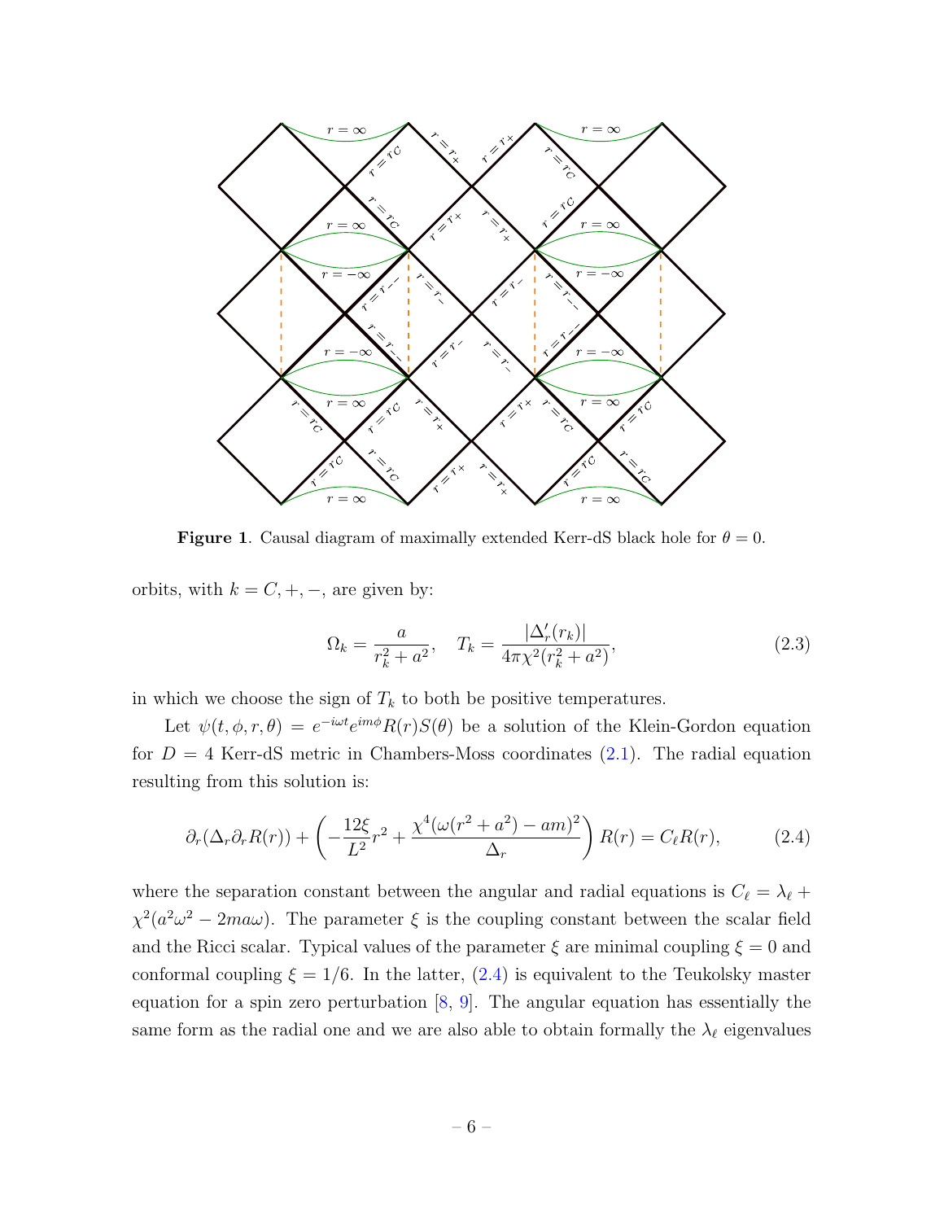$r = \infty$

$r = \infty$

$r = r_C$

$r = r_+$

$r = r_+$

$r = r_C$

$r = r_C$

$r = r_+$

$r = r_+$

$r = r_C$

$r = \infty$

$r = \infty$

$r = -\infty$

$r = -\infty$

$r = r_{--}$

$r = r_-$

$r = r_-$

$r = r_{--}$

$r = r_{--}$

$r = r_-$

$r = r_-$

$r = r_{--}$

$r = -\infty$

$r = -\infty$

$r = \infty$

$r = \infty$

$r = r_C$

$r = r_C$

$r = r_+$

$r = r_+$

$r = r_C$

$r = r_C$

$r = r_C$

$r = r_C$

$r = r_+$

$r = r_+$

$r = r_C$

$r = r_C$

$r = \infty$

$r = \infty$

**Figure 1**. Causal diagram of maximally extended Kerr-dS black hole for $\theta = 0$.

orbits, with $k = C, +, -$, are given by:

$$\Omega_k = \frac{a}{r_k^2 + a^2}, \quad T_k = \frac{|\Delta_r'(r_k)|}{4\pi\chi^2(r_k^2 + a^2)}, \tag{2.3}$$

in which we choose the sign of $T_k$ to both be positive temperatures.

Let $\psi(t, \phi, r, \theta) = e^{-i\omega t} e^{im\phi} R(r) S(\theta)$ be a solution of the Klein-Gordon equation for $D = 4$ Kerr-dS metric in Chambers-Moss coordinates (2.1). The radial equation resulting from this solution is:

$$\partial_r(\Delta_r \partial_r R(r)) + \left( -\frac{12\xi}{L^2} r^2 + \frac{\chi^4(\omega(r^2 + a^2) - am)^2}{\Delta_r} \right) R(r) = C_\ell R(r), \tag{2.4}$$

where the separation constant between the angular and radial equations is $C_\ell = \lambda_\ell + \chi^2(a^2\omega^2 - 2ma\omega)$. The parameter $\xi$ is the coupling constant between the scalar field and the Ricci scalar. Typical values of the parameter $\xi$ are minimal coupling $\xi = 0$ and conformal coupling $\xi = 1/6$. In the latter, (2.4) is equivalent to the Teukolsky master equation for a spin zero perturbation [8, 9]. The angular equation has essentially the same form as the radial one and we are also able to obtain formally the $\lambda_\ell$ eigenvalues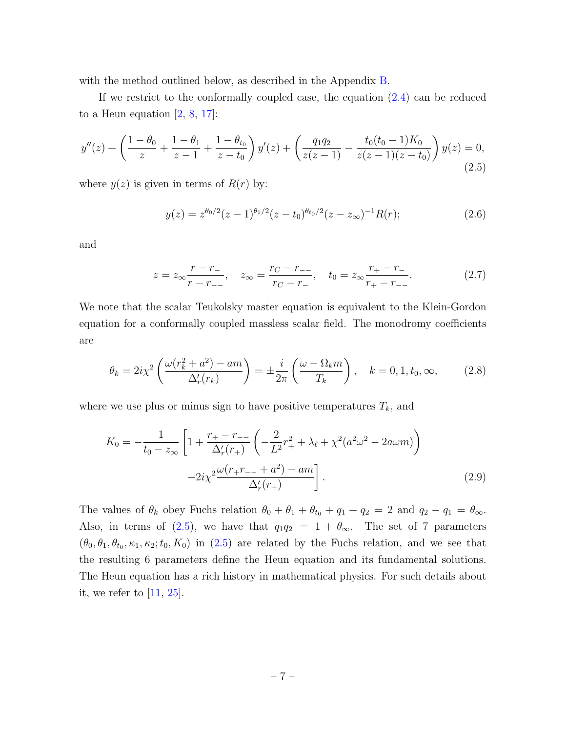with the method outlined below, as described in the Appendix B.

If we restrict to the conformally coupled case, the equation (2.4) can be reduced to a Heun equation [2, 8, 17]:

$$
y''(z) + \left( \frac{1-\theta_0}{z} + \frac{1-\theta_1}{z-1} + \frac{1-\theta_{t_0}}{z-t_0} \right) y'(z) + \left( \frac{q_1 q_2}{z(z-1)} - \frac{t_0(t_0-1)K_0}{z(z-1)(z-t_0)} \right) y(z) = 0, \tag{2.5}
$$

where $y(z)$ is given in terms of $R(r)$ by:

$$
y(z) = z^{\theta_0/2}(z-1)^{\theta_1/2}(z-t_0)^{\theta_{t_0}/2}(z-z_\infty)^{-1}R(r); \tag{2.6}
$$

and

$$
z = z_\infty \frac{r-r_-}{r-r_{--}}, \quad z_\infty = \frac{r_C - r_{--}}{r_C - r_-}, \quad t_0 = z_\infty \frac{r_+ - r_-}{r_+ - r_{--}}. \tag{2.7}
$$

We note that the scalar Teukolsky master equation is equivalent to the Klein-Gordon equation for a conformally coupled massless scalar field. The monodromy coefficients are

$$
\theta_k = 2i\chi^2 \left( \frac{\omega(r_k^2 + a^2) - am}{\Delta_r'(r_k)} \right) = \pm \frac{i}{2\pi} \left( \frac{\omega - \Omega_k m}{T_k} \right), \quad k = 0, 1, t_0, \infty, \tag{2.8}
$$

where we use plus or minus sign to have positive temperatures $T_k$, and

$$
\begin{aligned}
K_0 = -\frac{1}{t_0 - z_\infty} \Bigg[ 1 + \frac{r_+ - r_{--}}{\Delta_r'(r_+)} \left( -\frac{2}{L^2} r_+^2 + \lambda_\ell + \chi^2 (a^2\omega^2 - 2a\omega m) \right) \\
-2i\chi^2 \frac{\omega(r_+ r_{--} + a^2) - am}{\Delta_r'(r_+)} \Bigg].
\end{aligned} \tag{2.9}
$$

The values of $\theta_k$ obey Fuchs relation $\theta_0 + \theta_1 + \theta_{t_0} + q_1 + q_2 = 2$ and $q_2 - q_1 = \theta_\infty$. Also, in terms of (2.5), we have that $q_1 q_2 = 1 + \theta_\infty$. The set of 7 parameters $(\theta_0, \theta_1, \theta_{t_0}, \kappa_1, \kappa_2; t_0, K_0)$ in (2.5) are related by the Fuchs relation, and we see that the resulting 6 parameters define the Heun equation and its fundamental solutions. The Heun equation has a rich history in mathematical physics. For such details about it, we refer to [11, 25].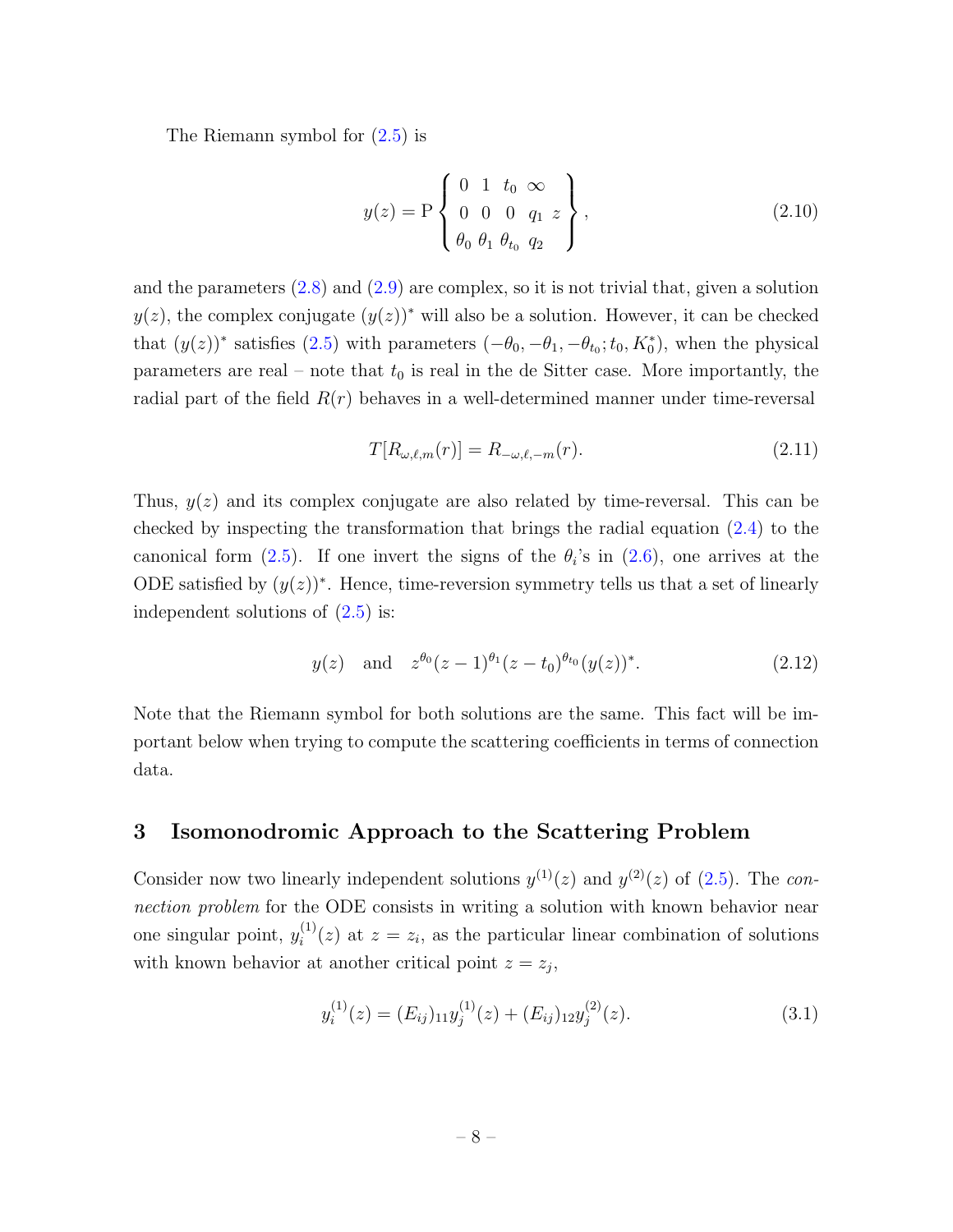The Riemann symbol for (2.5) is

$$y(z) = \mathrm{P} \left\{ \begin{matrix} 0 & 1 & t_0 & \infty & \\ 0 & 0 & 0 & q_1 & z \\ \theta_0 & \theta_1 & \theta_{t_0} & q_2 & \end{matrix} \right\}, \tag{2.10}$$

and the parameters (2.8) and (2.9) are complex, so it is not trivial that, given a solution $y(z)$, the complex conjugate $(y(z))^*$ will also be a solution. However, it can be checked that $(y(z))^*$ satisfies (2.5) with parameters $(-\theta_0, -\theta_1, -\theta_{t_0}; t_0, K_0^*)$, when the physical parameters are real – note that $t_0$ is real in the de Sitter case. More importantly, the radial part of the field $R(r)$ behaves in a well-determined manner under time-reversal

$$T[R_{\omega,\ell,m}(r)] = R_{-\omega,\ell,-m}(r). \tag{2.11}$$

Thus, $y(z)$ and its complex conjugate are also related by time-reversal. This can be checked by inspecting the transformation that brings the radial equation (2.4) to the canonical form (2.5). If one invert the signs of the $\theta_i$'s in (2.6), one arrives at the ODE satisfied by $(y(z))^*$. Hence, time-reversion symmetry tells us that a set of linearly independent solutions of (2.5) is:

$$y(z) \quad \text{and} \quad z^{\theta_0}(z-1)^{\theta_1}(z-t_0)^{\theta_{t_0}}(y(z))^*. \tag{2.12}$$

Note that the Riemann symbol for both solutions are the same. This fact will be important below when trying to compute the scattering coefficients in terms of connection data.

## 3 Isomonodromic Approach to the Scattering Problem

Consider now two linearly independent solutions $y^{(1)}(z)$ and $y^{(2)}(z)$ of (2.5). The *connection problem* for the ODE consists in writing a solution with known behavior near one singular point, $y_i^{(1)}(z)$ at $z = z_i$, as the particular linear combination of solutions with known behavior at another critical point $z = z_j$,

$$y_i^{(1)}(z) = (E_{ij})_{11} y_j^{(1)}(z) + (E_{ij})_{12} y_j^{(2)}(z). \tag{3.1}$$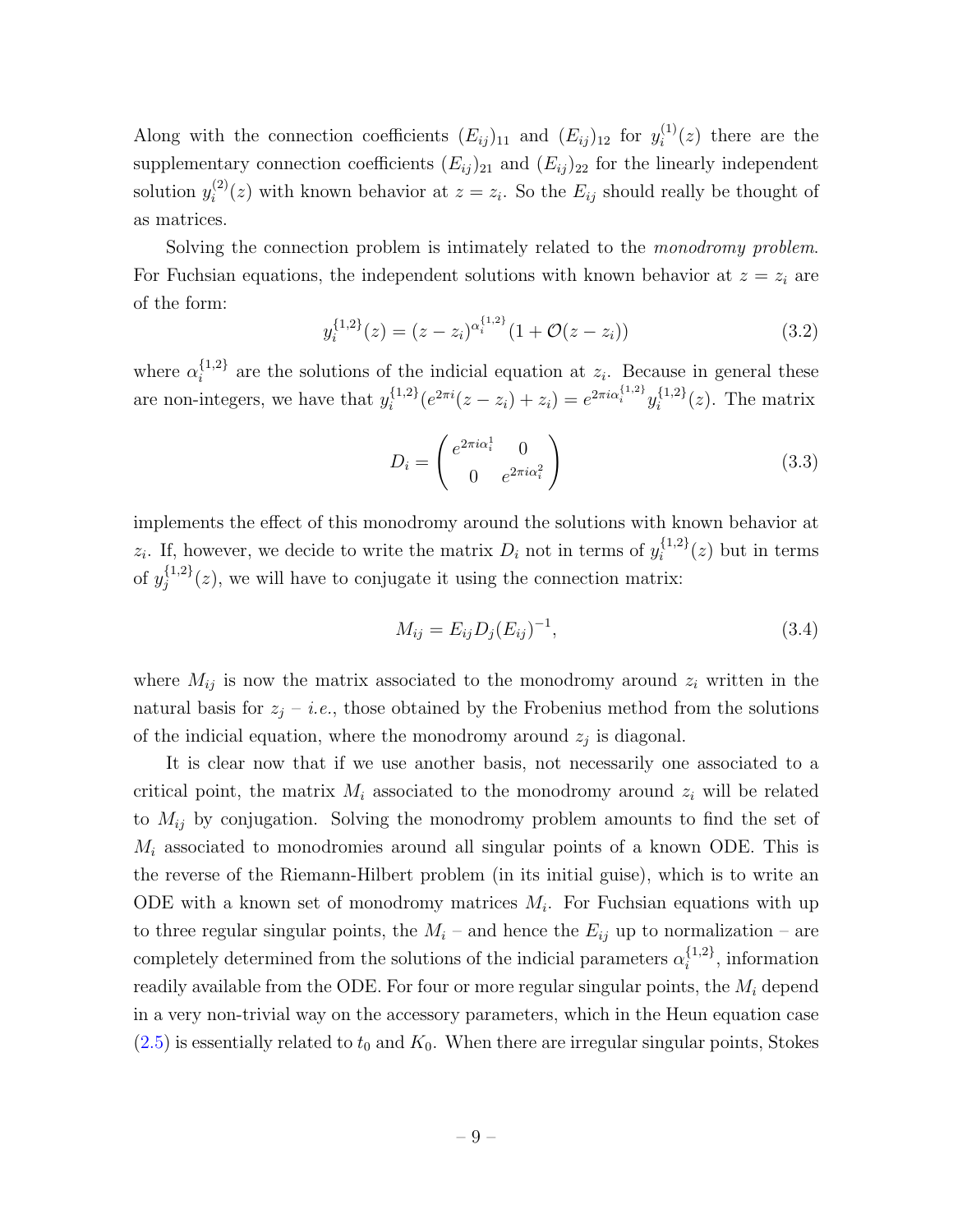Along with the connection coefficients $(E_{ij})_{11}$ and $(E_{ij})_{12}$ for $y_i^{(1)}(z)$ there are the supplementary connection coefficients $(E_{ij})_{21}$ and $(E_{ij})_{22}$ for the linearly independent solution $y_i^{(2)}(z)$ with known behavior at $z = z_i$. So the $E_{ij}$ should really be thought of as matrices.

Solving the connection problem is intimately related to the *monodromy problem*. For Fuchsian equations, the independent solutions with known behavior at $z = z_i$ are of the form:

$$y_i^{\{1,2\}}(z) = (z - z_i)^{\alpha_i^{\{1,2\}}}(1 + \mathcal{O}(z - z_i)) \tag{3.2}$$

where $\alpha_i^{\{1,2\}}$ are the solutions of the indicial equation at $z_i$. Because in general these are non-integers, we have that $y_i^{\{1,2\}}(e^{2\pi i}(z - z_i) + z_i) = e^{2\pi i \alpha_i^{\{1,2\}}} y_i^{\{1,2\}}(z)$. The matrix

$$D_i = \begin{pmatrix} e^{2\pi i \alpha_i^1} & 0 \\ 0 & e^{2\pi i \alpha_i^2} \end{pmatrix} \tag{3.3}$$

implements the effect of this monodromy around the solutions with known behavior at $z_i$. If, however, we decide to write the matrix $D_i$ not in terms of $y_i^{\{1,2\}}(z)$ but in terms of $y_j^{\{1,2\}}(z)$, we will have to conjugate it using the connection matrix:

$$M_{ij} = E_{ij} D_j (E_{ij})^{-1}, \tag{3.4}$$

where $M_{ij}$ is now the matrix associated to the monodromy around $z_i$ written in the natural basis for $z_j$ – *i.e.*, those obtained by the Frobenius method from the solutions of the indicial equation, where the monodromy around $z_j$ is diagonal.

It is clear now that if we use another basis, not necessarily one associated to a critical point, the matrix $M_i$ associated to the monodromy around $z_i$ will be related to $M_{ij}$ by conjugation. Solving the monodromy problem amounts to find the set of $M_i$ associated to monodromies around all singular points of a known ODE. This is the reverse of the Riemann-Hilbert problem (in its initial guise), which is to write an ODE with a known set of monodromy matrices $M_i$. For Fuchsian equations with up to three regular singular points, the $M_i$ – and hence the $E_{ij}$ up to normalization – are completely determined from the solutions of the indicial parameters $\alpha_i^{\{1,2\}}$, information readily available from the ODE. For four or more regular singular points, the $M_i$ depend in a very non-trivial way on the accessory parameters, which in the Heun equation case (2.5) is essentially related to $t_0$ and $K_0$. When there are irregular singular points, Stokes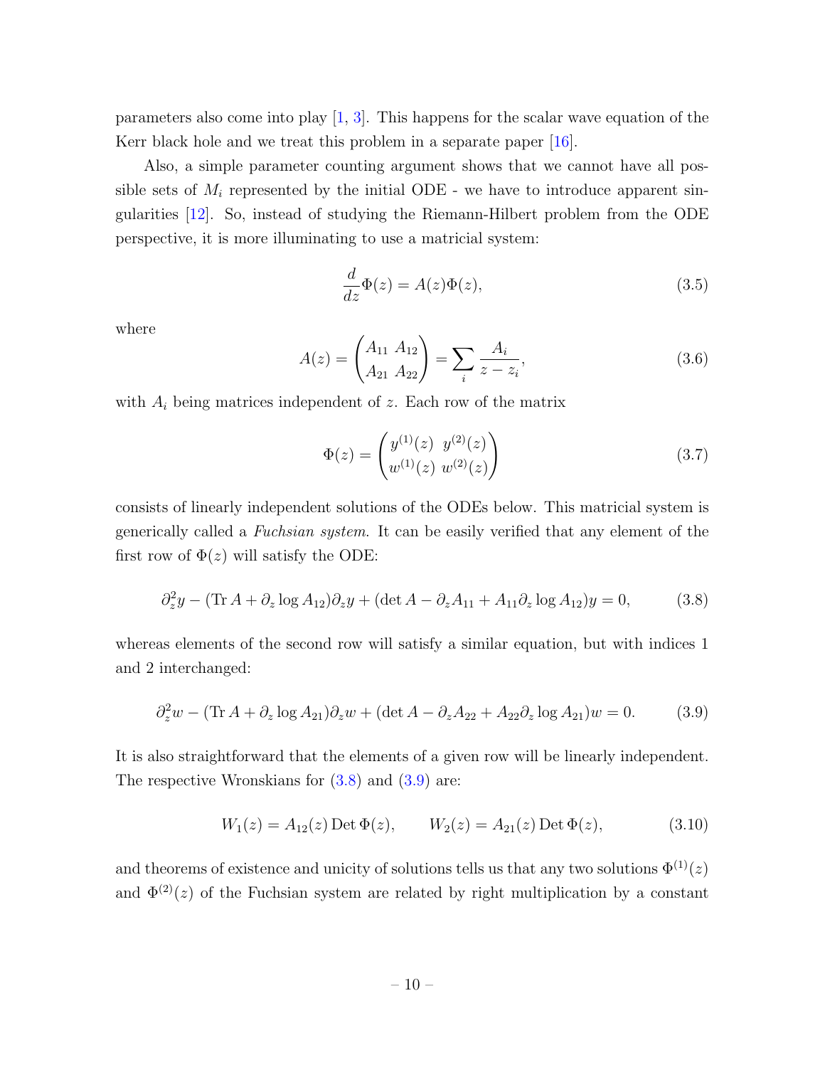parameters also come into play [1, 3]. This happens for the scalar wave equation of the Kerr black hole and we treat this problem in a separate paper [16].

Also, a simple parameter counting argument shows that we cannot have all possible sets of $M_i$ represented by the initial ODE - we have to introduce apparent singularities [12]. So, instead of studying the Riemann-Hilbert problem from the ODE perspective, it is more illuminating to use a matricial system:

$$\frac{d}{dz}\Phi(z) = A(z)\Phi(z), \tag{3.5}$$

where

$$A(z) = \begin{pmatrix} A_{11} & A_{12} \\ A_{21} & A_{22} \end{pmatrix} = \sum_i \frac{A_i}{z - z_i}, \tag{3.6}$$

with $A_i$ being matrices independent of $z$. Each row of the matrix

$$\Phi(z) = \begin{pmatrix} y^{(1)}(z) & y^{(2)}(z) \\ w^{(1)}(z) & w^{(2)}(z) \end{pmatrix} \tag{3.7}$$

consists of linearly independent solutions of the ODEs below. This matricial system is generically called a *Fuchsian system*. It can be easily verified that any element of the first row of $\Phi(z)$ will satisfy the ODE:

$$\partial_z^2 y - (\operatorname{Tr} A + \partial_z \log A_{12})\partial_z y + (\det A - \partial_z A_{11} + A_{11}\partial_z \log A_{12})y = 0, \tag{3.8}$$

whereas elements of the second row will satisfy a similar equation, but with indices 1 and 2 interchanged:

$$\partial_z^2 w - (\operatorname{Tr} A + \partial_z \log A_{21})\partial_z w + (\det A - \partial_z A_{22} + A_{22}\partial_z \log A_{21})w = 0. \tag{3.9}$$

It is also straightforward that the elements of a given row will be linearly independent. The respective Wronskians for (3.8) and (3.9) are:

$$W_1(z) = A_{12}(z)\operatorname{Det}\Phi(z), \qquad W_2(z) = A_{21}(z)\operatorname{Det}\Phi(z), \tag{3.10}$$

and theorems of existence and unicity of solutions tells us that any two solutions $\Phi^{(1)}(z)$ and $\Phi^{(2)}(z)$ of the Fuchsian system are related by right multiplication by a constant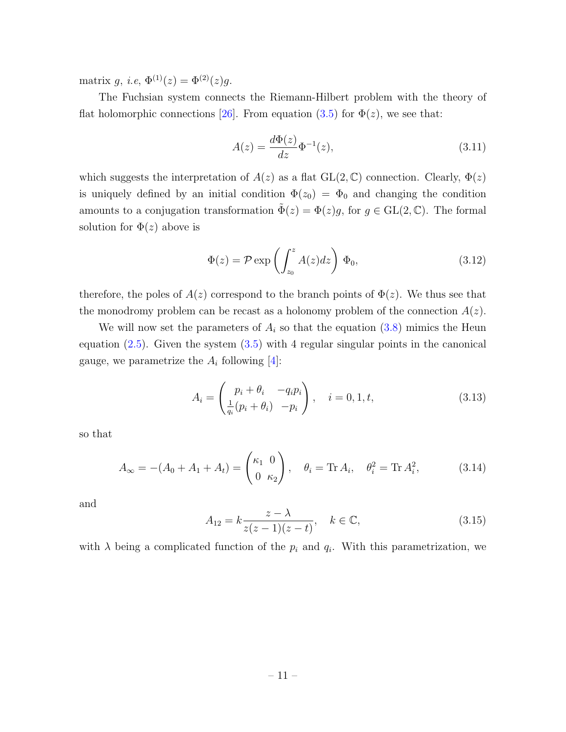matrix $g$, *i.e*, $\Phi^{(1)}(z) = \Phi^{(2)}(z)g$.

The Fuchsian system connects the Riemann-Hilbert problem with the theory of flat holomorphic connections [26]. From equation (3.5) for $\Phi(z)$, we see that:

$$A(z) = \frac{d\Phi(z)}{dz}\Phi^{-1}(z), \tag{3.11}$$

which suggests the interpretation of $A(z)$ as a flat $\mathrm{GL}(2,\mathbb{C})$ connection. Clearly, $\Phi(z)$ is uniquely defined by an initial condition $\Phi(z_0) = \Phi_0$ and changing the condition amounts to a conjugation transformation $\tilde{\Phi}(z) = \Phi(z)g$, for $g \in \mathrm{GL}(2,\mathbb{C})$. The formal solution for $\Phi(z)$ above is

$$\Phi(z) = \mathcal{P}\exp\left(\int_{z_0}^{z} A(z)dz\right)\,\Phi_0, \tag{3.12}$$

therefore, the poles of $A(z)$ correspond to the branch points of $\Phi(z)$. We thus see that the monodromy problem can be recast as a holonomy problem of the connection $A(z)$.

We will now set the parameters of $A_i$ so that the equation (3.8) mimics the Heun equation (2.5). Given the system (3.5) with 4 regular singular points in the canonical gauge, we parametrize the $A_i$ following [4]:

$$A_i = \begin{pmatrix} p_i + \theta_i & -q_i p_i \\ \frac{1}{q_i}(p_i + \theta_i) & -p_i \end{pmatrix}, \quad i = 0, 1, t, \tag{3.13}$$

so that

$$A_\infty = -(A_0 + A_1 + A_t) = \begin{pmatrix} \kappa_1 & 0 \\ 0 & \kappa_2 \end{pmatrix}, \quad \theta_i = \mathrm{Tr}\,A_i, \quad \theta_i^2 = \mathrm{Tr}\,A_i^2, \tag{3.14}$$

and

$$A_{12} = k\frac{z-\lambda}{z(z-1)(z-t)}, \quad k \in \mathbb{C}, \tag{3.15}$$

with $\lambda$ being a complicated function of the $p_i$ and $q_i$. With this parametrization, we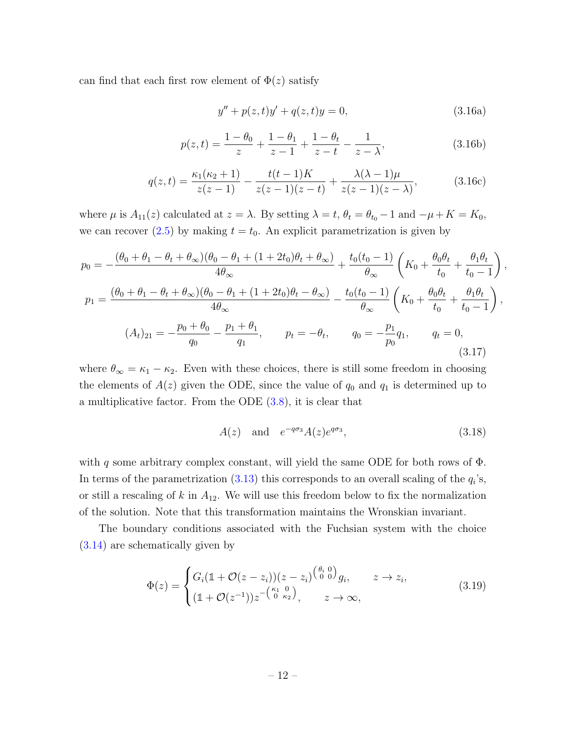can find that each first row element of $\Phi(z)$ satisfy

$$y'' + p(z,t)y' + q(z,t)y = 0, \tag{3.16a}$$

$$p(z,t) = \frac{1-\theta_0}{z} + \frac{1-\theta_1}{z-1} + \frac{1-\theta_t}{z-t} - \frac{1}{z-\lambda}, \tag{3.16b}$$

$$q(z,t) = \frac{\kappa_1(\kappa_2+1)}{z(z-1)} - \frac{t(t-1)K}{z(z-1)(z-t)} + \frac{\lambda(\lambda-1)\mu}{z(z-1)(z-\lambda)}, \tag{3.16c}$$

where $\mu$ is $A_{11}(z)$ calculated at $z=\lambda$. By setting $\lambda = t$, $\theta_t = \theta_{t_0} - 1$ and $-\mu + K = K_0$, we can recover (2.5) by making $t = t_0$. An explicit parametrization is given by

$$\begin{gathered}
p_0 = -\frac{(\theta_0+\theta_1-\theta_t+\theta_\infty)(\theta_0-\theta_1+(1+2t_0)\theta_t+\theta_\infty)}{4\theta_\infty} + \frac{t_0(t_0-1)}{\theta_\infty}\left(K_0 + \frac{\theta_0\theta_t}{t_0} + \frac{\theta_1\theta_t}{t_0-1}\right), \\
p_1 = \frac{(\theta_0+\theta_1-\theta_t+\theta_\infty)(\theta_0-\theta_1+(1+2t_0)\theta_t-\theta_\infty)}{4\theta_\infty} - \frac{t_0(t_0-1)}{\theta_\infty}\left(K_0 + \frac{\theta_0\theta_t}{t_0} + \frac{\theta_1\theta_t}{t_0-1}\right), \\
(A_t)_{21} = -\frac{p_0+\theta_0}{q_0} - \frac{p_1+\theta_1}{q_1}, \qquad p_t = -\theta_t, \qquad q_0 = -\frac{p_1}{p_0}q_1, \qquad q_t = 0,
\end{gathered} \tag{3.17}$$

where $\theta_\infty = \kappa_1 - \kappa_2$. Even with these choices, there is still some freedom in choosing the elements of $A(z)$ given the ODE, since the value of $q_0$ and $q_1$ is determined up to a multiplicative factor. From the ODE (3.8), it is clear that

$$A(z) \quad \text{and} \quad e^{-q\sigma_3}A(z)e^{q\sigma_3}, \tag{3.18}$$

with $q$ some arbitrary complex constant, will yield the same ODE for both rows of $\Phi$. In terms of the parametrization (3.13) this corresponds to an overall scaling of the $q_i$'s, or still a rescaling of $k$ in $A_{12}$. We will use this freedom below to fix the normalization of the solution. Note that this transformation maintains the Wronskian invariant.

The boundary conditions associated with the Fuchsian system with the choice (3.14) are schematically given by

$$\Phi(z) = \begin{cases} G_i(\mathbb{1} + \mathcal{O}(z-z_i))(z-z_i)^{\left(\begin{smallmatrix}\theta_i & 0\\ 0 & 0\end{smallmatrix}\right)}g_i, & z \to z_i, \\ (\mathbb{1} + \mathcal{O}(z^{-1}))z^{-\left(\begin{smallmatrix}\kappa_1 & 0\\ 0 & \kappa_2\end{smallmatrix}\right)}, & z \to \infty, \end{cases} \tag{3.19}$$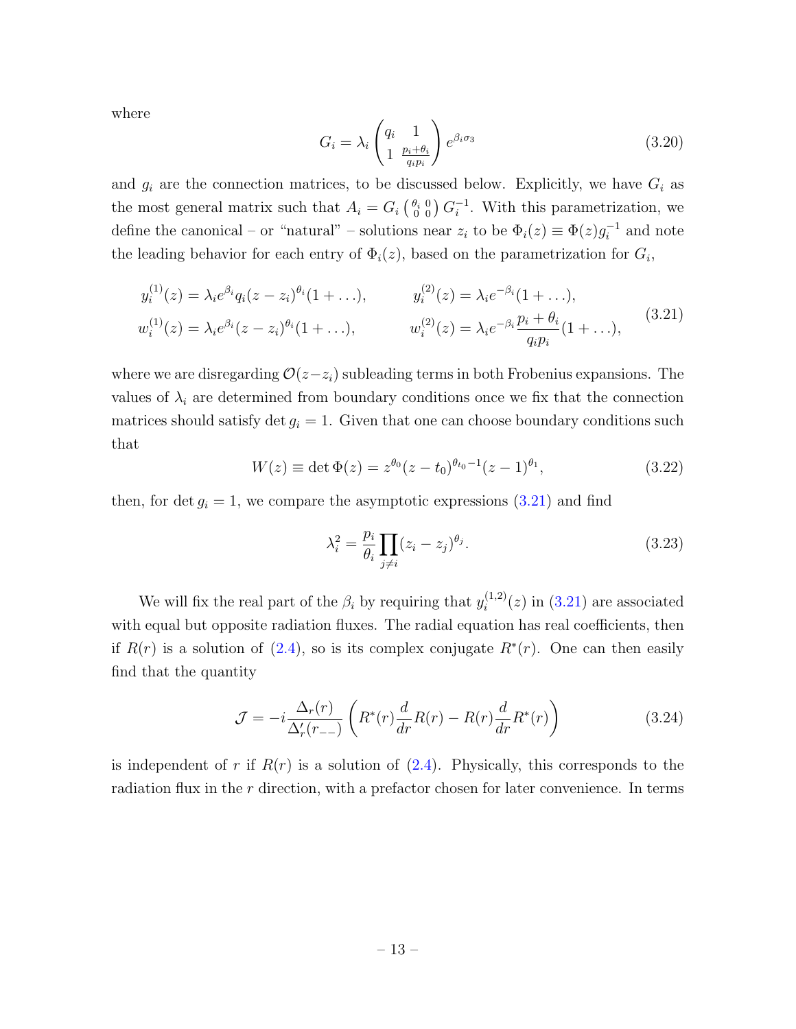where

$$G_i = \lambda_i \begin{pmatrix} q_i & 1 \\ 1 & \frac{p_i+\theta_i}{q_i p_i} \end{pmatrix} e^{\beta_i \sigma_3} \tag{3.20}$$

and $g_i$ are the connection matrices, to be discussed below. Explicitly, we have $G_i$ as the most general matrix such that $A_i = G_i \left(\begin{smallmatrix} \theta_i & 0 \\ 0 & 0 \end{smallmatrix}\right) G_i^{-1}$. With this parametrization, we define the canonical – or "natural" – solutions near $z_i$ to be $\Phi_i(z) \equiv \Phi(z) g_i^{-1}$ and note the leading behavior for each entry of $\Phi_i(z)$, based on the parametrization for $G_i$,

$$\begin{aligned}
y_i^{(1)}(z) &= \lambda_i e^{\beta_i} q_i (z-z_i)^{\theta_i}(1+\ldots), & y_i^{(2)}(z) &= \lambda_i e^{-\beta_i}(1+\ldots), \\
w_i^{(1)}(z) &= \lambda_i e^{\beta_i} (z-z_i)^{\theta_i}(1+\ldots), & w_i^{(2)}(z) &= \lambda_i e^{-\beta_i} \frac{p_i+\theta_i}{q_i p_i}(1+\ldots),
\end{aligned} \tag{3.21}$$

where we are disregarding $\mathcal{O}(z-z_i)$ subleading terms in both Frobenius expansions. The values of $\lambda_i$ are determined from boundary conditions once we fix that the connection matrices should satisfy $\det g_i = 1$. Given that one can choose boundary conditions such that

$$W(z) \equiv \det \Phi(z) = z^{\theta_0}(z-t_0)^{\theta_{t_0}-1}(z-1)^{\theta_1}, \tag{3.22}$$

then, for $\det g_i = 1$, we compare the asymptotic expressions (3.21) and find

$$\lambda_i^2 = \frac{p_i}{\theta_i} \prod_{j \neq i} (z_i - z_j)^{\theta_j}. \tag{3.23}$$

We will fix the real part of the $\beta_i$ by requiring that $y_i^{(1,2)}(z)$ in (3.21) are associated with equal but opposite radiation fluxes. The radial equation has real coefficients, then if $R(r)$ is a solution of (2.4), so is its complex conjugate $R^*(r)$. One can then easily find that the quantity

$$\mathcal{J} = -i \frac{\Delta_r(r)}{\Delta_r'(r_{--})} \left( R^*(r) \frac{d}{dr} R(r) - R(r) \frac{d}{dr} R^*(r) \right) \tag{3.24}$$

is independent of $r$ if $R(r)$ is a solution of (2.4). Physically, this corresponds to the radiation flux in the $r$ direction, with a prefactor chosen for later convenience. In terms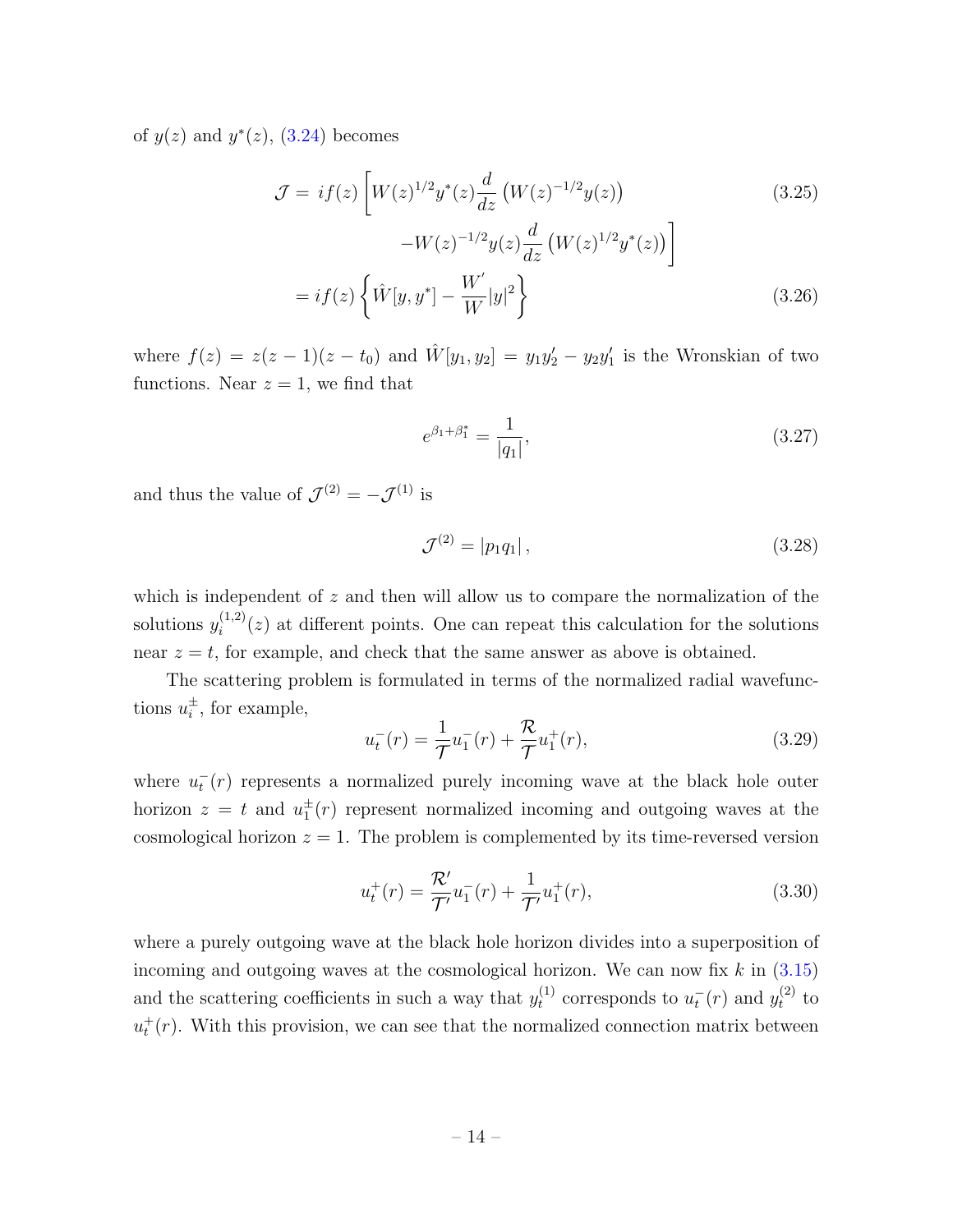of $y(z)$ and $y^*(z)$, (3.24) becomes

$$
\begin{aligned}
\mathcal{J} &= i f(z) \left[ W(z)^{1/2} y^*(z) \frac{d}{dz} \left( W(z)^{-1/2} y(z) \right) \right. \\
&\qquad \left. - W(z)^{-1/2} y(z) \frac{d}{dz} \left( W(z)^{1/2} y^*(z) \right) \right] \qquad (3.25) \\
&= i f(z) \left\{ \hat{W}[y, y^*] - \frac{W'}{W} |y|^2 \right\} \qquad (3.26)
\end{aligned}
$$

where $f(z) = z(z-1)(z-t_0)$ and $\hat{W}[y_1, y_2] = y_1 y_2' - y_2 y_1'$ is the Wronskian of two functions. Near $z = 1$, we find that

$$
e^{\beta_1 + \beta_1^*} = \frac{1}{|q_1|}, \qquad (3.27)
$$

and thus the value of $\mathcal{J}^{(2)} = -\mathcal{J}^{(1)}$ is

$$
\mathcal{J}^{(2)} = |p_1 q_1|, \qquad (3.28)
$$

which is independent of $z$ and then will allow us to compare the normalization of the solutions $y_i^{(1,2)}(z)$ at different points. One can repeat this calculation for the solutions near $z = t$, for example, and check that the same answer as above is obtained.

The scattering problem is formulated in terms of the normalized radial wavefunctions $u_i^{\pm}$, for example,

$$
u_t^-(r) = \frac{1}{\mathcal{T}} u_1^-(r) + \frac{\mathcal{R}}{\mathcal{T}} u_1^+(r), \qquad (3.29)
$$

where $u_t^-(r)$ represents a normalized purely incoming wave at the black hole outer horizon $z = t$ and $u_1^{\pm}(r)$ represent normalized incoming and outgoing waves at the cosmological horizon $z = 1$. The problem is complemented by its time-reversed version

$$
u_t^+(r) = \frac{\mathcal{R}'}{\mathcal{T}'} u_1^-(r) + \frac{1}{\mathcal{T}'} u_1^+(r), \qquad (3.30)
$$

where a purely outgoing wave at the black hole horizon divides into a superposition of incoming and outgoing waves at the cosmological horizon. We can now fix $k$ in (3.15) and the scattering coefficients in such a way that $y_t^{(1)}$ corresponds to $u_t^-(r)$ and $y_t^{(2)}$ to $u_t^+(r)$. With this provision, we can see that the normalized connection matrix between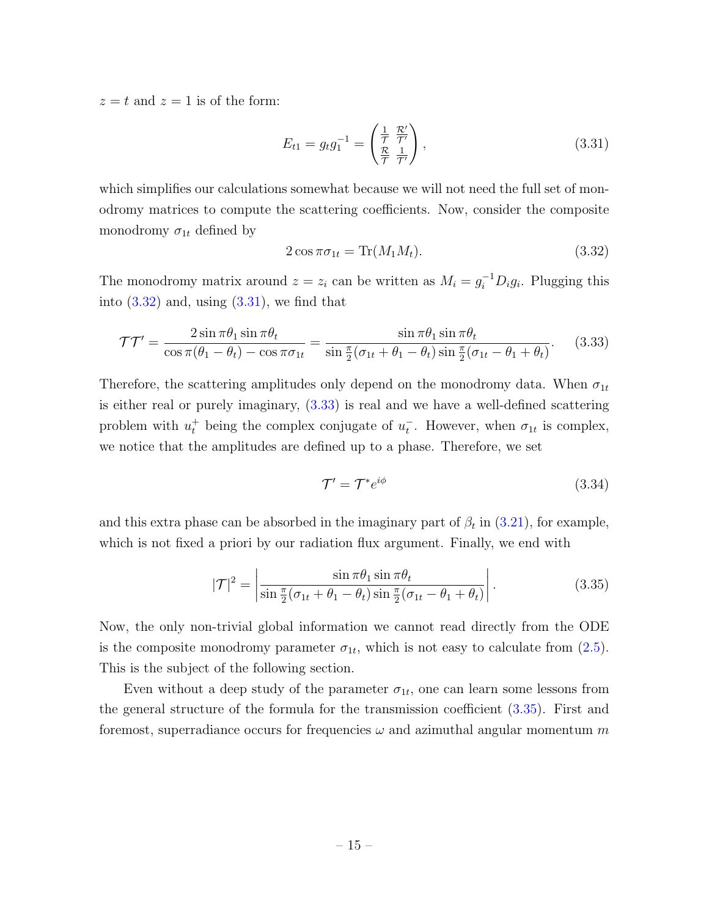$z = t$ and $z = 1$ is of the form:

$$E_{t1} = g_t g_1^{-1} = \begin{pmatrix} \frac{1}{\mathcal{T}} & \frac{\mathcal{R}'}{\mathcal{T}'} \\ \frac{\mathcal{R}}{\mathcal{T}} & \frac{1}{\mathcal{T}'} \end{pmatrix}, \tag{3.31}$$

which simplifies our calculations somewhat because we will not need the full set of monodromy matrices to compute the scattering coefficients. Now, consider the composite monodromy $\sigma_{1t}$ defined by

$$2\cos\pi\sigma_{1t} = \mathrm{Tr}(M_1 M_t). \tag{3.32}$$

The monodromy matrix around $z = z_i$ can be written as $M_i = g_i^{-1} D_i g_i$. Plugging this into (3.32) and, using (3.31), we find that

$$\mathcal{T}\mathcal{T}' = \frac{2\sin\pi\theta_1 \sin\pi\theta_t}{\cos\pi(\theta_1 - \theta_t) - \cos\pi\sigma_{1t}} = \frac{\sin\pi\theta_1 \sin\pi\theta_t}{\sin\frac{\pi}{2}(\sigma_{1t} + \theta_1 - \theta_t)\sin\frac{\pi}{2}(\sigma_{1t} - \theta_1 + \theta_t)}. \tag{3.33}$$

Therefore, the scattering amplitudes only depend on the monodromy data. When $\sigma_{1t}$ is either real or purely imaginary, (3.33) is real and we have a well-defined scattering problem with $u_t^+$ being the complex conjugate of $u_t^-$. However, when $\sigma_{1t}$ is complex, we notice that the amplitudes are defined up to a phase. Therefore, we set

$$\mathcal{T}' = \mathcal{T}^* e^{i\phi} \tag{3.34}$$

and this extra phase can be absorbed in the imaginary part of $\beta_t$ in (3.21), for example, which is not fixed a priori by our radiation flux argument. Finally, we end with

$$|\mathcal{T}|^2 = \left| \frac{\sin\pi\theta_1 \sin\pi\theta_t}{\sin\frac{\pi}{2}(\sigma_{1t} + \theta_1 - \theta_t)\sin\frac{\pi}{2}(\sigma_{1t} - \theta_1 + \theta_t)} \right|. \tag{3.35}$$

Now, the only non-trivial global information we cannot read directly from the ODE is the composite monodromy parameter $\sigma_{1t}$, which is not easy to calculate from (2.5). This is the subject of the following section.

Even without a deep study of the parameter $\sigma_{1t}$, one can learn some lessons from the general structure of the formula for the transmission coefficient (3.35). First and foremost, superradiance occurs for frequencies $\omega$ and azimuthal angular momentum $m$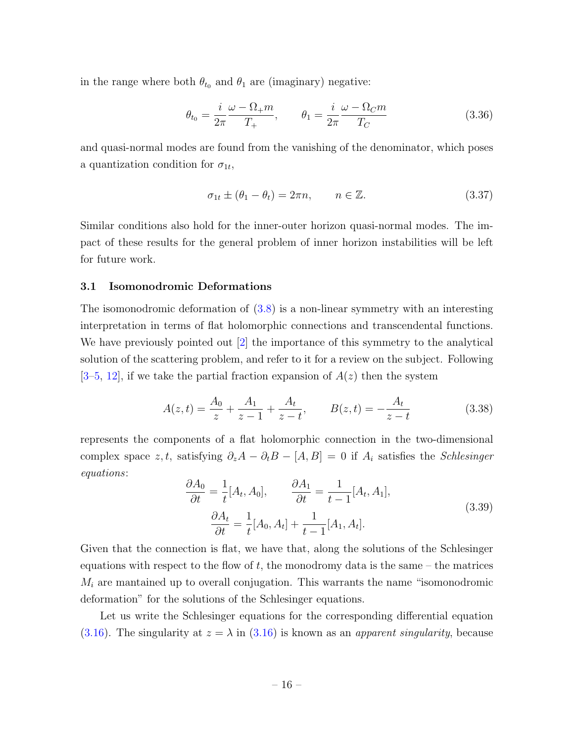in the range where both $\theta_{t_0}$ and $\theta_1$ are (imaginary) negative:

$$\theta_{t_0} = \frac{i}{2\pi}\frac{\omega - \Omega_+ m}{T_+}, \qquad \theta_1 = \frac{i}{2\pi}\frac{\omega - \Omega_C m}{T_C} \tag{3.36}$$

and quasi-normal modes are found from the vanishing of the denominator, which poses a quantization condition for $\sigma_{1t}$,

$$\sigma_{1t} \pm (\theta_1 - \theta_t) = 2\pi n, \qquad n \in \mathbb{Z}. \tag{3.37}$$

Similar conditions also hold for the inner-outer horizon quasi-normal modes. The impact of these results for the general problem of inner horizon instabilities will be left for future work.

### 3.1 Isomonodromic Deformations

The isomonodromic deformation of (3.8) is a non-linear symmetry with an interesting interpretation in terms of flat holomorphic connections and transcendental functions. We have previously pointed out [2] the importance of this symmetry to the analytical solution of the scattering problem, and refer to it for a review on the subject. Following [3–5, 12], if we take the partial fraction expansion of $A(z)$ then the system

$$A(z,t) = \frac{A_0}{z} + \frac{A_1}{z-1} + \frac{A_t}{z-t}, \qquad B(z,t) = -\frac{A_t}{z-t} \tag{3.38}$$

represents the components of a flat holomorphic connection in the two-dimensional complex space $z, t$, satisfying $\partial_z A - \partial_t B - [A,B] = 0$ if $A_i$ satisfies the *Schlesinger equations*:

$$\frac{\partial A_0}{\partial t} = \frac{1}{t}[A_t, A_0], \qquad \frac{\partial A_1}{\partial t} = \frac{1}{t-1}[A_t, A_1],$$
$$\frac{\partial A_t}{\partial t} = \frac{1}{t}[A_0, A_t] + \frac{1}{t-1}[A_1, A_t]. \tag{3.39}$$

Given that the connection is flat, we have that, along the solutions of the Schlesinger equations with respect to the flow of $t$, the monodromy data is the same – the matrices $M_i$ are mantained up to overall conjugation. This warrants the name "isomonodromic deformation" for the solutions of the Schlesinger equations.

Let us write the Schlesinger equations for the corresponding differential equation (3.16). The singularity at $z = \lambda$ in (3.16) is known as an *apparent singularity*, because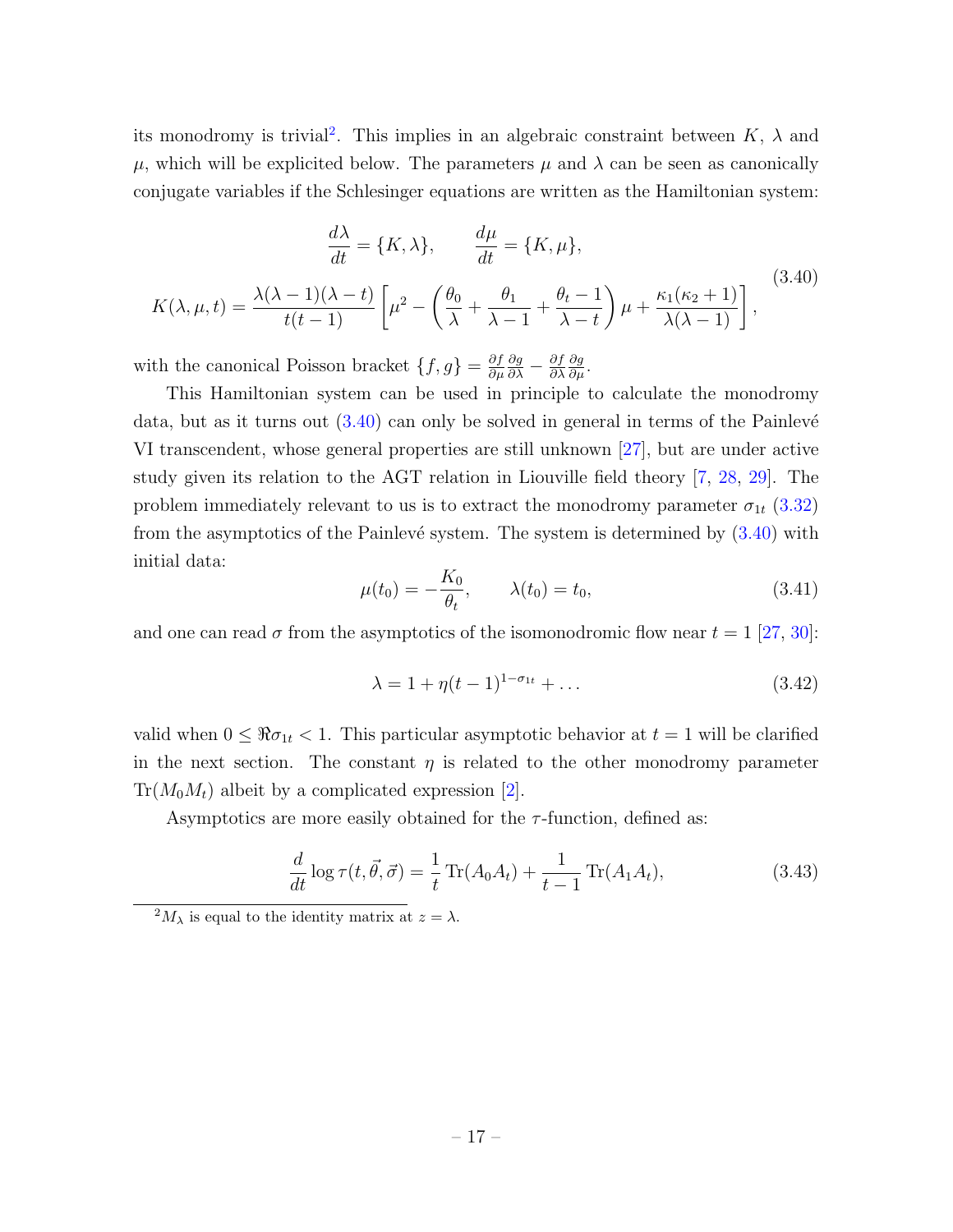its monodromy is trivial[2]. This implies in an algebraic constraint between $K$, $\lambda$ and $\mu$, which will be explicited below. The parameters $\mu$ and $\lambda$ can be seen as canonically conjugate variables if the Schlesinger equations are written as the Hamiltonian system:

$$
\begin{gathered}
\frac{d\lambda}{dt} = \{K, \lambda\}, \qquad \frac{d\mu}{dt} = \{K, \mu\}, \\
K(\lambda, \mu, t) = \frac{\lambda(\lambda-1)(\lambda-t)}{t(t-1)} \left[ \mu^2 - \left( \frac{\theta_0}{\lambda} + \frac{\theta_1}{\lambda-1} + \frac{\theta_t - 1}{\lambda - t} \right) \mu + \frac{\kappa_1(\kappa_2+1)}{\lambda(\lambda-1)} \right],
\end{gathered}
\tag{3.40}
$$

with the canonical Poisson bracket $\{f, g\} = \frac{\partial f}{\partial \mu}\frac{\partial g}{\partial \lambda} - \frac{\partial f}{\partial \lambda}\frac{\partial g}{\partial \mu}$.

This Hamiltonian system can be used in principle to calculate the monodromy data, but as it turns out (3.40) can only be solved in general in terms of the Painlevé VI transcendent, whose general properties are still unknown [27], but are under active study given its relation to the AGT relation in Liouville field theory [7, 28, 29]. The problem immediately relevant to us is to extract the monodromy parameter $\sigma_{1t}$ (3.32) from the asymptotics of the Painlevé system. The system is determined by (3.40) with initial data:

$$
\mu(t_0) = -\frac{K_0}{\theta_t}, \qquad \lambda(t_0) = t_0, \tag{3.41}
$$

and one can read $\sigma$ from the asymptotics of the isomonodromic flow near $t = 1$ [27, 30]:

$$
\lambda = 1 + \eta (t-1)^{1-\sigma_{1t}} + \dots \tag{3.42}
$$

valid when $0 \leq \Re\sigma_{1t} < 1$. This particular asymptotic behavior at $t = 1$ will be clarified in the next section. The constant $\eta$ is related to the other monodromy parameter $\mathrm{Tr}(M_0 M_t)$ albeit by a complicated expression [2].

Asymptotics are more easily obtained for the $\tau$-function, defined as:

$$
\frac{d}{dt} \log \tau(t, \vec{\theta}, \vec{\sigma}) = \frac{1}{t} \mathrm{Tr}(A_0 A_t) + \frac{1}{t-1} \mathrm{Tr}(A_1 A_t), \tag{3.43}
$$

[2] $M_\lambda$ is equal to the identity matrix at $z = \lambda$.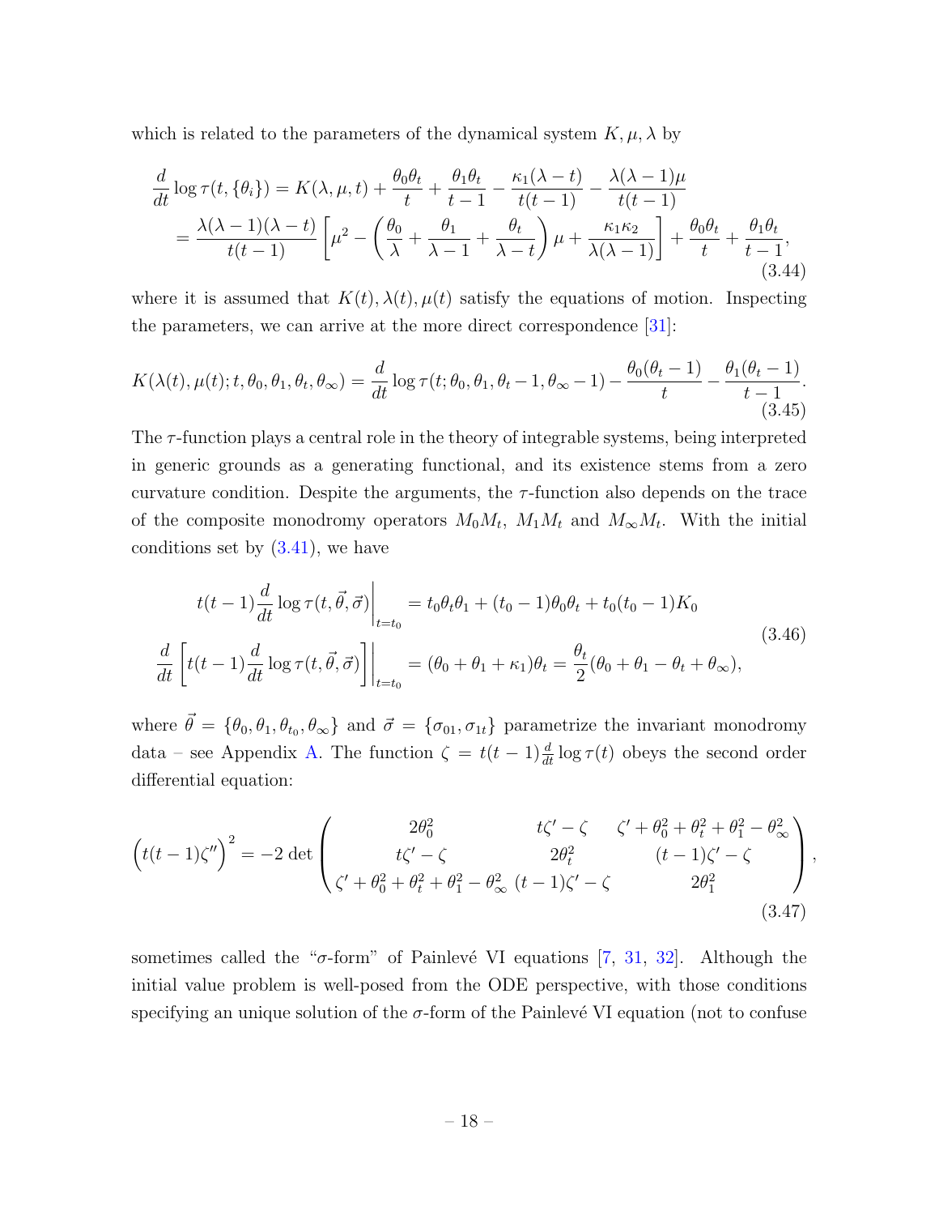which is related to the parameters of the dynamical system $K, \mu, \lambda$ by

$$
\begin{aligned}
\frac{d}{dt}\log\tau(t,\{\theta_i\}) &= K(\lambda,\mu,t) + \frac{\theta_0\theta_t}{t} + \frac{\theta_1\theta_t}{t-1} - \frac{\kappa_1(\lambda-t)}{t(t-1)} - \frac{\lambda(\lambda-1)\mu}{t(t-1)} \\
&= \frac{\lambda(\lambda-1)(\lambda-t)}{t(t-1)}\left[\mu^2 - \left(\frac{\theta_0}{\lambda} + \frac{\theta_1}{\lambda-1} + \frac{\theta_t}{\lambda-t}\right)\mu + \frac{\kappa_1\kappa_2}{\lambda(\lambda-1)}\right] + \frac{\theta_0\theta_t}{t} + \frac{\theta_1\theta_t}{t-1},
\end{aligned} \tag{3.44}
$$

where it is assumed that $K(t), \lambda(t), \mu(t)$ satisfy the equations of motion. Inspecting the parameters, we can arrive at the more direct correspondence [31]:

$$
K(\lambda(t),\mu(t);t,\theta_0,\theta_1,\theta_t,\theta_\infty) = \frac{d}{dt}\log\tau(t;\theta_0,\theta_1,\theta_t-1,\theta_\infty-1) - \frac{\theta_0(\theta_t-1)}{t} - \frac{\theta_1(\theta_t-1)}{t-1}. \tag{3.45}
$$

The $\tau$-function plays a central role in the theory of integrable systems, being interpreted in generic grounds as a generating functional, and its existence stems from a zero curvature condition. Despite the arguments, the $\tau$-function also depends on the trace of the composite monodromy operators $M_0M_t$, $M_1M_t$ and $M_\infty M_t$. With the initial conditions set by (3.41), we have

$$
\begin{aligned}
t(t-1)\frac{d}{dt}\log\tau(t,\vec{\theta},\vec{\sigma})\bigg|_{t=t_0} &= t_0\theta_t\theta_1 + (t_0-1)\theta_0\theta_t + t_0(t_0-1)K_0 \\
\frac{d}{dt}\left[t(t-1)\frac{d}{dt}\log\tau(t,\vec{\theta},\vec{\sigma})\right]\bigg|_{t=t_0} &= (\theta_0+\theta_1+\kappa_1)\theta_t = \frac{\theta_t}{2}(\theta_0+\theta_1-\theta_t+\theta_\infty),
\end{aligned} \tag{3.46}
$$

where $\vec{\theta} = \{\theta_0, \theta_1, \theta_{t_0}, \theta_\infty\}$ and $\vec{\sigma} = \{\sigma_{01}, \sigma_{1t}\}$ parametrize the invariant monodromy data – see Appendix A. The function $\zeta = t(t-1)\frac{d}{dt}\log\tau(t)$ obeys the second order differential equation:

$$
\Big(t(t-1)\zeta''\Big)^2 = -2\det\begin{pmatrix} 2\theta_0^2 & t\zeta'-\zeta & \zeta'+\theta_0^2+\theta_t^2+\theta_1^2-\theta_\infty^2 \\ t\zeta'-\zeta & 2\theta_t^2 & (t-1)\zeta'-\zeta \\ \zeta'+\theta_0^2+\theta_t^2+\theta_1^2-\theta_\infty^2 & (t-1)\zeta'-\zeta & 2\theta_1^2 \end{pmatrix}, \tag{3.47}
$$

sometimes called the "$\sigma$-form" of Painlevé VI equations [7, 31, 32]. Although the initial value problem is well-posed from the ODE perspective, with those conditions specifying an unique solution of the $\sigma$-form of the Painlevé VI equation (not to confuse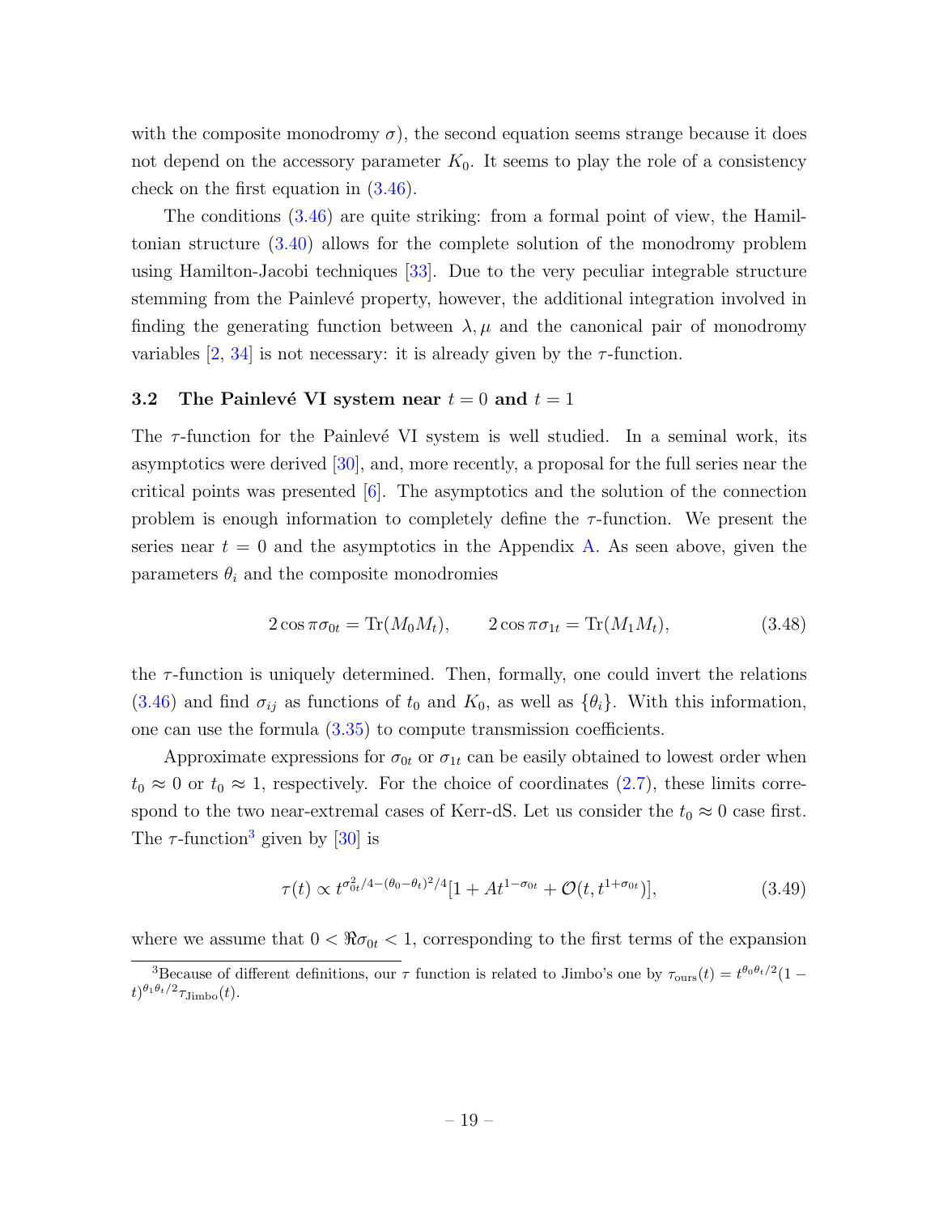with the composite monodromy $\sigma$), the second equation seems strange because it does not depend on the accessory parameter $K_0$. It seems to play the role of a consistency check on the first equation in (3.46).

The conditions (3.46) are quite striking: from a formal point of view, the Hamiltonian structure (3.40) allows for the complete solution of the monodromy problem using Hamilton-Jacobi techniques [33]. Due to the very peculiar integrable structure stemming from the Painlevé property, however, the additional integration involved in finding the generating function between $\lambda, \mu$ and the canonical pair of monodromy variables [2, 34] is not necessary: it is already given by the $\tau$-function.

### 3.2 The Painlevé VI system near $t = 0$ and $t = 1$

The $\tau$-function for the Painlevé VI system is well studied. In a seminal work, its asymptotics were derived [30], and, more recently, a proposal for the full series near the critical points was presented [6]. The asymptotics and the solution of the connection problem is enough information to completely define the $\tau$-function. We present the series near $t = 0$ and the asymptotics in the Appendix A. As seen above, given the parameters $\theta_i$ and the composite monodromies

$$2\cos\pi\sigma_{0t} = \mathrm{Tr}(M_0 M_t), \qquad 2\cos\pi\sigma_{1t} = \mathrm{Tr}(M_1 M_t), \tag{3.48}$$

the $\tau$-function is uniquely determined. Then, formally, one could invert the relations (3.46) and find $\sigma_{ij}$ as functions of $t_0$ and $K_0$, as well as $\{\theta_i\}$. With this information, one can use the formula (3.35) to compute transmission coefficients.

Approximate expressions for $\sigma_{0t}$ or $\sigma_{1t}$ can be easily obtained to lowest order when $t_0 \approx 0$ or $t_0 \approx 1$, respectively. For the choice of coordinates (2.7), these limits correspond to the two near-extremal cases of Kerr-dS. Let us consider the $t_0 \approx 0$ case first. The $\tau$-function[3] given by [30] is

$$\tau(t) \propto t^{\sigma_{0t}^2/4-(\theta_0-\theta_t)^2/4}[1 + At^{1-\sigma_{0t}} + \mathcal{O}(t, t^{1+\sigma_{0t}})], \tag{3.49}$$

where we assume that $0 < \Re\sigma_{0t} < 1$, corresponding to the first terms of the expansion

[3] Because of different definitions, our $\tau$ function is related to Jimbo's one by $\tau_{\mathrm{ours}}(t) = t^{\theta_0\theta_t/2}(1-t)^{\theta_1\theta_t/2}\tau_{\mathrm{Jimbo}}(t)$.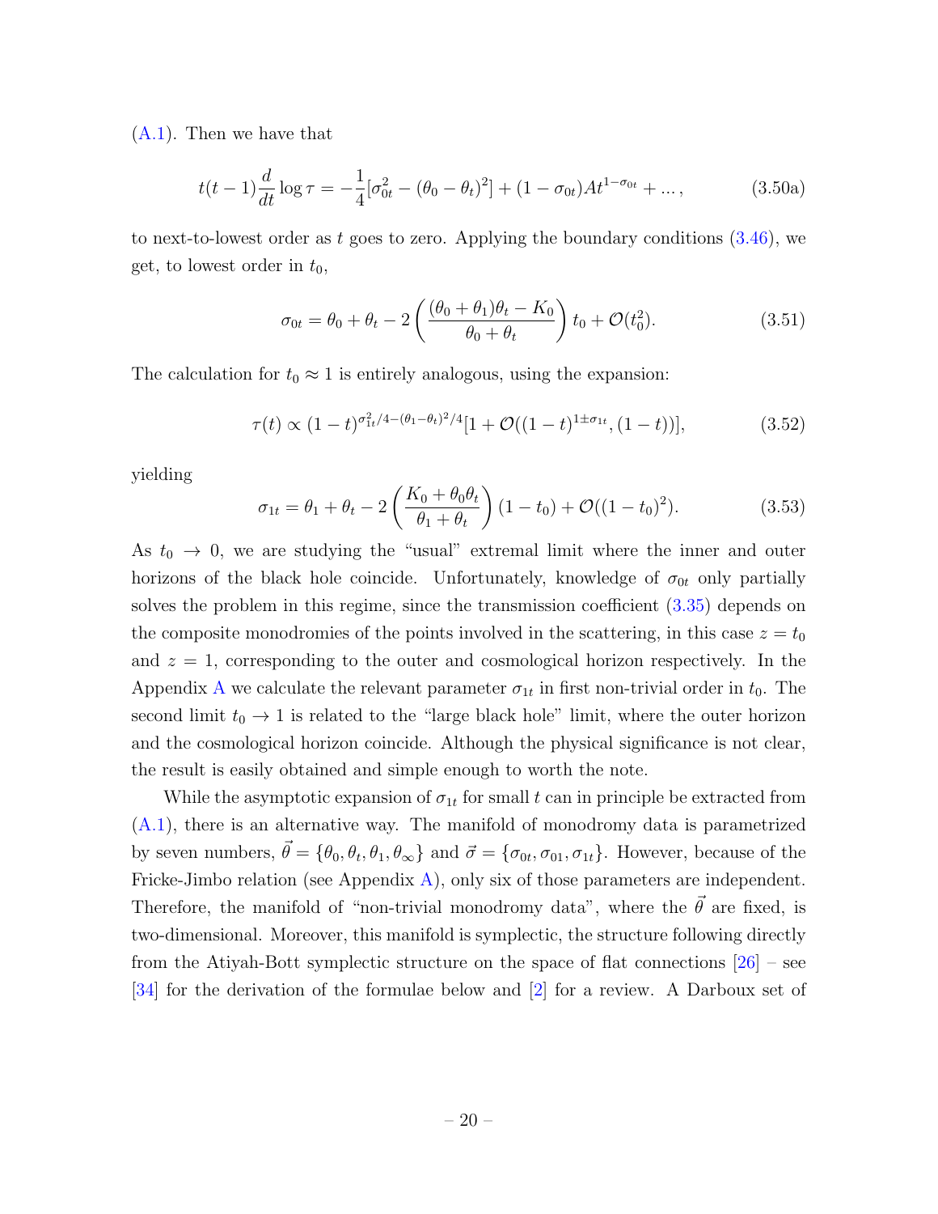(A.1). Then we have that

$$t(t-1)\frac{d}{dt}\log\tau = -\frac{1}{4}[\sigma_{0t}^2 - (\theta_0-\theta_t)^2] + (1-\sigma_{0t})At^{1-\sigma_{0t}} + \dots, \tag{3.50a}$$

to next-to-lowest order as $t$ goes to zero. Applying the boundary conditions (3.46), we get, to lowest order in $t_0$,

$$\sigma_{0t} = \theta_0 + \theta_t - 2\left(\frac{(\theta_0+\theta_1)\theta_t - K_0}{\theta_0+\theta_t}\right)t_0 + \mathcal{O}(t_0^2). \tag{3.51}$$

The calculation for $t_0 \approx 1$ is entirely analogous, using the expansion:

$$\tau(t) \propto (1-t)^{\sigma_{1t}^2/4-(\theta_1-\theta_t)^2/4}[1+\mathcal{O}((1-t)^{1\pm\sigma_{1t}},(1-t))], \tag{3.52}$$

yielding

$$\sigma_{1t} = \theta_1 + \theta_t - 2\left(\frac{K_0+\theta_0\theta_t}{\theta_1+\theta_t}\right)(1-t_0) + \mathcal{O}((1-t_0)^2). \tag{3.53}$$

As $t_0 \to 0$, we are studying the "usual" extremal limit where the inner and outer horizons of the black hole coincide. Unfortunately, knowledge of $\sigma_{0t}$ only partially solves the problem in this regime, since the transmission coefficient (3.35) depends on the composite monodromies of the points involved in the scattering, in this case $z = t_0$ and $z = 1$, corresponding to the outer and cosmological horizon respectively. In the Appendix A we calculate the relevant parameter $\sigma_{1t}$ in first non-trivial order in $t_0$. The second limit $t_0 \to 1$ is related to the "large black hole" limit, where the outer horizon and the cosmological horizon coincide. Although the physical significance is not clear, the result is easily obtained and simple enough to worth the note.

While the asymptotic expansion of $\sigma_{1t}$ for small $t$ can in principle be extracted from (A.1), there is an alternative way. The manifold of monodromy data is parametrized by seven numbers, $\vec{\theta} = \{\theta_0, \theta_t, \theta_1, \theta_\infty\}$ and $\vec{\sigma} = \{\sigma_{0t}, \sigma_{01}, \sigma_{1t}\}$. However, because of the Fricke-Jimbo relation (see Appendix A), only six of those parameters are independent. Therefore, the manifold of "non-trivial monodromy data", where the $\vec{\theta}$ are fixed, is two-dimensional. Moreover, this manifold is symplectic, the structure following directly from the Atiyah-Bott symplectic structure on the space of flat connections [26] – see [34] for the derivation of the formulae below and [2] for a review. A Darboux set of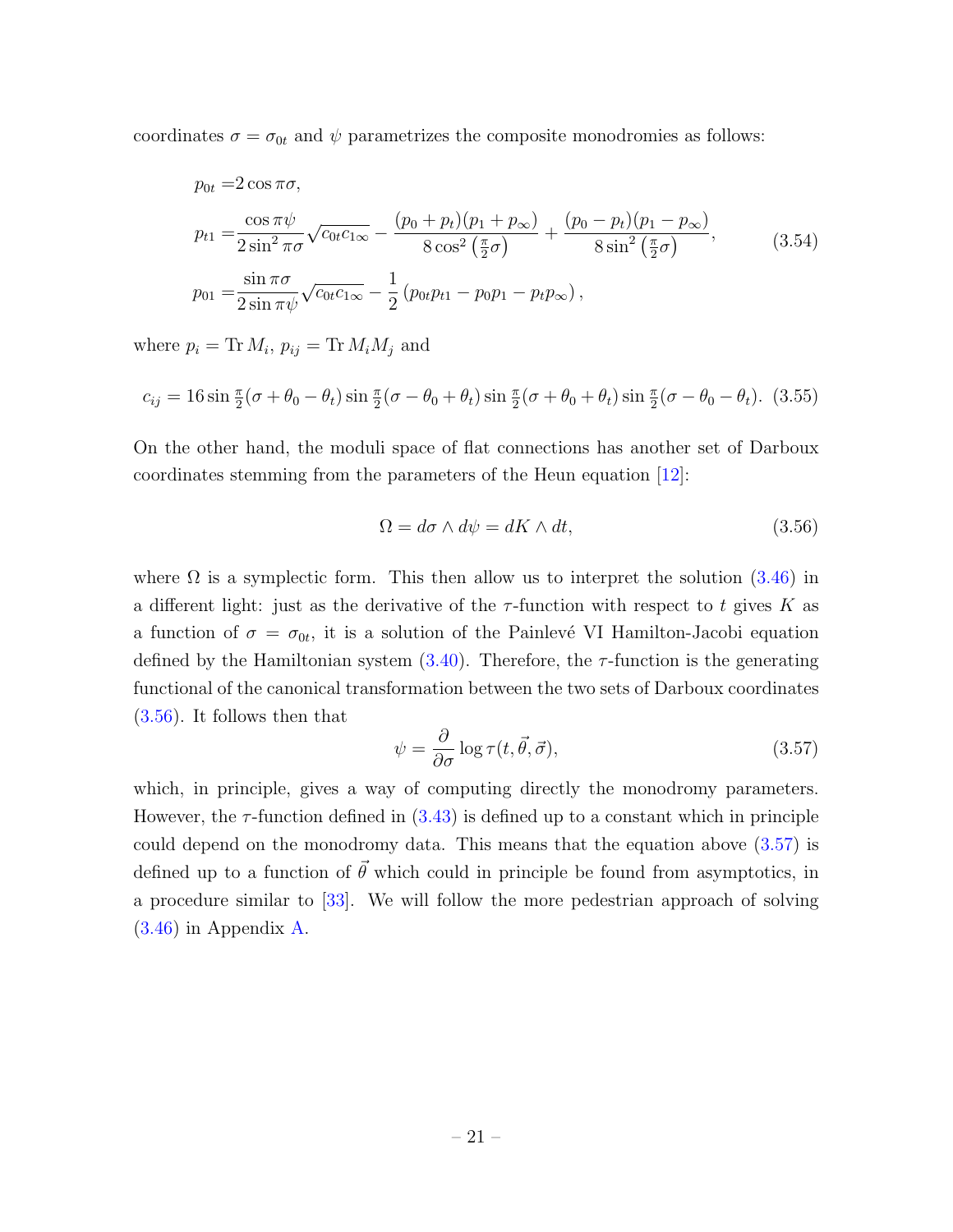coordinates $\sigma = \sigma_{0t}$ and $\psi$ parametrizes the composite monodromies as follows:

$$
\begin{aligned}
p_{0t} =& 2\cos\pi\sigma, \\
p_{t1} =& \frac{\cos\pi\psi}{2\sin^2\pi\sigma}\sqrt{c_{0t}c_{1\infty}} - \frac{(p_0+p_t)(p_1+p_\infty)}{8\cos^2\left(\frac{\pi}{2}\sigma\right)} + \frac{(p_0-p_t)(p_1-p_\infty)}{8\sin^2\left(\frac{\pi}{2}\sigma\right)}, \\
p_{01} =& \frac{\sin\pi\sigma}{2\sin\pi\psi}\sqrt{c_{0t}c_{1\infty}} - \frac{1}{2}\left(p_{0t}p_{t1} - p_0p_1 - p_tp_\infty\right),
\end{aligned}
\tag{3.54}
$$

where $p_i = \operatorname{Tr} M_i$, $p_{ij} = \operatorname{Tr} M_iM_j$ and

$$
c_{ij} = 16\sin\tfrac{\pi}{2}(\sigma+\theta_0-\theta_t)\sin\tfrac{\pi}{2}(\sigma-\theta_0+\theta_t)\sin\tfrac{\pi}{2}(\sigma+\theta_0+\theta_t)\sin\tfrac{\pi}{2}(\sigma-\theta_0-\theta_t). \tag{3.55}
$$

On the other hand, the moduli space of flat connections has another set of Darboux coordinates stemming from the parameters of the Heun equation [12]:

$$
\Omega = d\sigma\wedge d\psi = dK\wedge dt, \tag{3.56}
$$

where $\Omega$ is a symplectic form. This then allow us to interpret the solution (3.46) in a different light: just as the derivative of the $\tau$-function with respect to $t$ gives $K$ as a function of $\sigma = \sigma_{0t}$, it is a solution of the Painlevé VI Hamilton-Jacobi equation defined by the Hamiltonian system (3.40). Therefore, the $\tau$-function is the generating functional of the canonical transformation between the two sets of Darboux coordinates (3.56). It follows then that

$$
\psi = \frac{\partial}{\partial\sigma}\log\tau(t,\vec{\theta},\vec{\sigma}), \tag{3.57}
$$

which, in principle, gives a way of computing directly the monodromy parameters. However, the $\tau$-function defined in (3.43) is defined up to a constant which in principle could depend on the monodromy data. This means that the equation above (3.57) is defined up to a function of $\vec{\theta}$ which could in principle be found from asymptotics, in a procedure similar to [33]. We will follow the more pedestrian approach of solving (3.46) in Appendix A.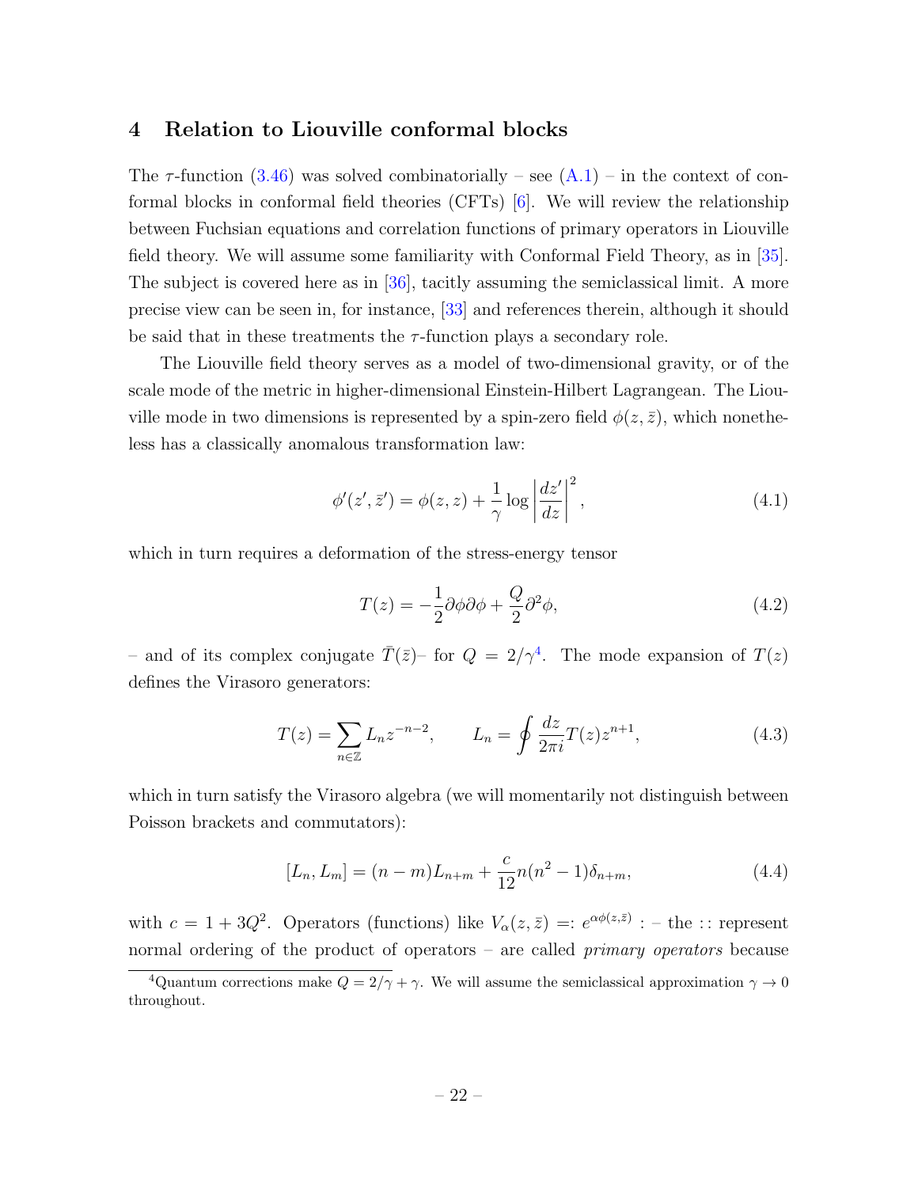## 4 Relation to Liouville conformal blocks

The $\tau$-function (3.46) was solved combinatorially – see (A.1) – in the context of conformal blocks in conformal field theories (CFTs) [6]. We will review the relationship between Fuchsian equations and correlation functions of primary operators in Liouville field theory. We will assume some familiarity with Conformal Field Theory, as in [35]. The subject is covered here as in [36], tacitly assuming the semiclassical limit. A more precise view can be seen in, for instance, [33] and references therein, although it should be said that in these treatments the $\tau$-function plays a secondary role.

The Liouville field theory serves as a model of two-dimensional gravity, or of the scale mode of the metric in higher-dimensional Einstein-Hilbert Lagrangean. The Liouville mode in two dimensions is represented by a spin-zero field $\phi(z,\bar{z})$, which nonetheless has a classically anomalous transformation law:

$$\phi'(z',\bar{z}') = \phi(z,z) + \frac{1}{\gamma}\log\left|\frac{dz'}{dz}\right|^2, \tag{4.1}$$

which in turn requires a deformation of the stress-energy tensor

$$T(z) = -\frac{1}{2}\partial\phi\partial\phi + \frac{Q}{2}\partial^2\phi, \tag{4.2}$$

– and of its complex conjugate $\bar{T}(\bar{z})$– for $Q = 2/\gamma$[4]. The mode expansion of $T(z)$ defines the Virasoro generators:

$$T(z) = \sum_{n\in\mathbb{Z}} L_n z^{-n-2}, \qquad L_n = \oint \frac{dz}{2\pi i} T(z) z^{n+1}, \tag{4.3}$$

which in turn satisfy the Virasoro algebra (we will momentarily not distinguish between Poisson brackets and commutators):

$$[L_n, L_m] = (n-m)L_{n+m} + \frac{c}{12}n(n^2-1)\delta_{n+m}, \tag{4.4}$$

with $c = 1 + 3Q^2$. Operators (functions) like $V_\alpha(z,\bar{z}) =: e^{\alpha\phi(z,\bar{z})}:$ – the $::$ represent normal ordering of the product of operators – are called *primary operators* because

[4] Quantum corrections make $Q = 2/\gamma + \gamma$. We will assume the semiclassical approximation $\gamma \to 0$ throughout.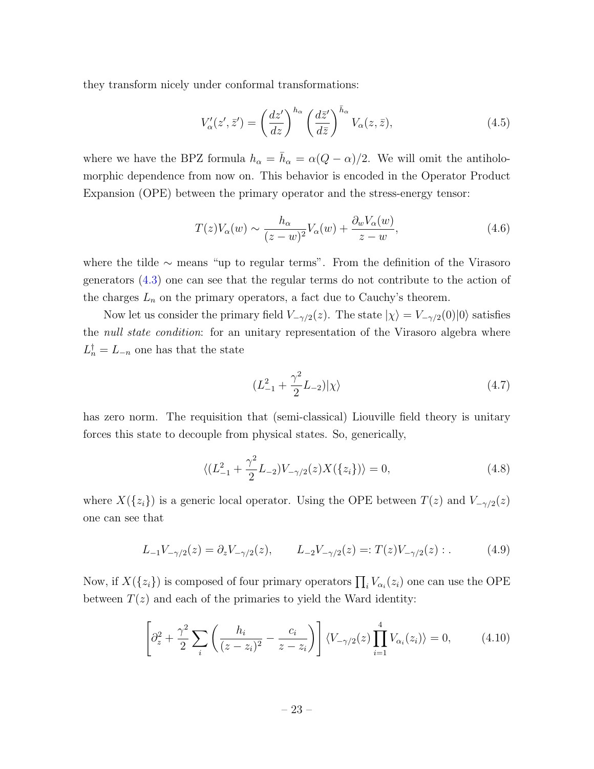they transform nicely under conformal transformations:

$$V'_\alpha(z', \bar{z}') = \left(\frac{dz'}{dz}\right)^{h_\alpha} \left(\frac{d\bar{z}'}{d\bar{z}}\right)^{\bar{h}_\alpha} V_\alpha(z, \bar{z}), \tag{4.5}$$

where we have the BPZ formula $h_\alpha = \bar{h}_\alpha = \alpha(Q - \alpha)/2$. We will omit the antiholomorphic dependence from now on. This behavior is encoded in the Operator Product Expansion (OPE) between the primary operator and the stress-energy tensor:

$$T(z)V_\alpha(w) \sim \frac{h_\alpha}{(z-w)^2} V_\alpha(w) + \frac{\partial_w V_\alpha(w)}{z - w}, \tag{4.6}$$

where the tilde $\sim$ means "up to regular terms". From the definition of the Virasoro generators (4.3) one can see that the regular terms do not contribute to the action of the charges $L_n$ on the primary operators, a fact due to Cauchy's theorem.

Now let us consider the primary field $V_{-\gamma/2}(z)$. The state $|\chi\rangle = V_{-\gamma/2}(0)|0\rangle$ satisfies the *null state condition*: for an unitary representation of the Virasoro algebra where $L_n^\dagger = L_{-n}$ one has that the state

$$(L_{-1}^2 + \frac{\gamma^2}{2} L_{-2})|\chi\rangle \tag{4.7}$$

has zero norm. The requisition that (semi-classical) Liouville field theory is unitary forces this state to decouple from physical states. So, generically,

$$\langle (L_{-1}^2 + \frac{\gamma^2}{2} L_{-2}) V_{-\gamma/2}(z) X(\{z_i\}) \rangle = 0, \tag{4.8}$$

where $X(\{z_i\})$ is a generic local operator. Using the OPE between $T(z)$ and $V_{-\gamma/2}(z)$ one can see that

$$L_{-1} V_{-\gamma/2}(z) = \partial_z V_{-\gamma/2}(z), \qquad L_{-2} V_{-\gamma/2}(z) =: T(z) V_{-\gamma/2}(z) : . \tag{4.9}$$

Now, if $X(\{z_i\})$ is composed of four primary operators $\prod_i V_{\alpha_i}(z_i)$ one can use the OPE between $T(z)$ and each of the primaries to yield the Ward identity:

$$\left[\partial_z^2 + \frac{\gamma^2}{2} \sum_i \left(\frac{h_i}{(z - z_i)^2} - \frac{c_i}{z - z_i}\right)\right] \langle V_{-\gamma/2}(z) \prod_{i=1}^{4} V_{\alpha_i}(z_i) \rangle = 0, \tag{4.10}$$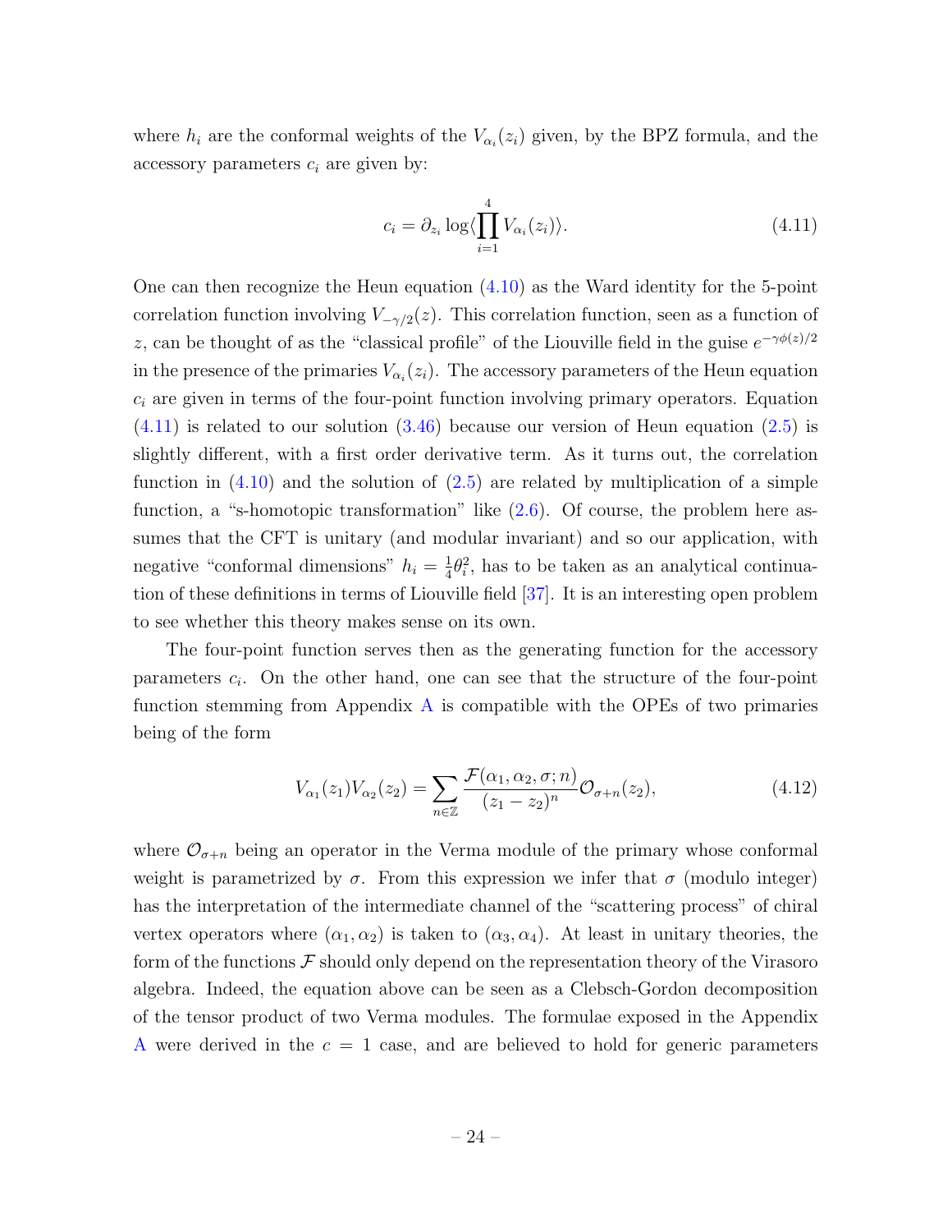where $h_i$ are the conformal weights of the $V_{\alpha_i}(z_i)$ given, by the BPZ formula, and the accessory parameters $c_i$ are given by:

$$c_i = \partial_{z_i} \log \langle \prod_{i=1}^{4} V_{\alpha_i}(z_i) \rangle. \tag{4.11}$$

One can then recognize the Heun equation (4.10) as the Ward identity for the 5-point correlation function involving $V_{-\gamma/2}(z)$. This correlation function, seen as a function of $z$, can be thought of as the "classical profile" of the Liouville field in the guise $e^{-\gamma\phi(z)/2}$ in the presence of the primaries $V_{\alpha_i}(z_i)$. The accessory parameters of the Heun equation $c_i$ are given in terms of the four-point function involving primary operators. Equation (4.11) is related to our solution (3.46) because our version of Heun equation (2.5) is slightly different, with a first order derivative term. As it turns out, the correlation function in (4.10) and the solution of (2.5) are related by multiplication of a simple function, a "s-homotopic transformation" like (2.6). Of course, the problem here assumes that the CFT is unitary (and modular invariant) and so our application, with negative "conformal dimensions" $h_i = \frac{1}{4}\theta_i^2$, has to be taken as an analytical continuation of these definitions in terms of Liouville field [37]. It is an interesting open problem to see whether this theory makes sense on its own.

The four-point function serves then as the generating function for the accessory parameters $c_i$. On the other hand, one can see that the structure of the four-point function stemming from Appendix A is compatible with the OPEs of two primaries being of the form

$$V_{\alpha_1}(z_1)V_{\alpha_2}(z_2) = \sum_{n\in\mathbb{Z}} \frac{\mathcal{F}(\alpha_1, \alpha_2, \sigma; n)}{(z_1 - z_2)^n} \mathcal{O}_{\sigma+n}(z_2), \tag{4.12}$$

where $\mathcal{O}_{\sigma+n}$ being an operator in the Verma module of the primary whose conformal weight is parametrized by $\sigma$. From this expression we infer that $\sigma$ (modulo integer) has the interpretation of the intermediate channel of the "scattering process" of chiral vertex operators where $(\alpha_1, \alpha_2)$ is taken to $(\alpha_3, \alpha_4)$. At least in unitary theories, the form of the functions $\mathcal{F}$ should only depend on the representation theory of the Virasoro algebra. Indeed, the equation above can be seen as a Clebsch-Gordon decomposition of the tensor product of two Verma modules. The formulae exposed in the Appendix A were derived in the $c = 1$ case, and are believed to hold for generic parameters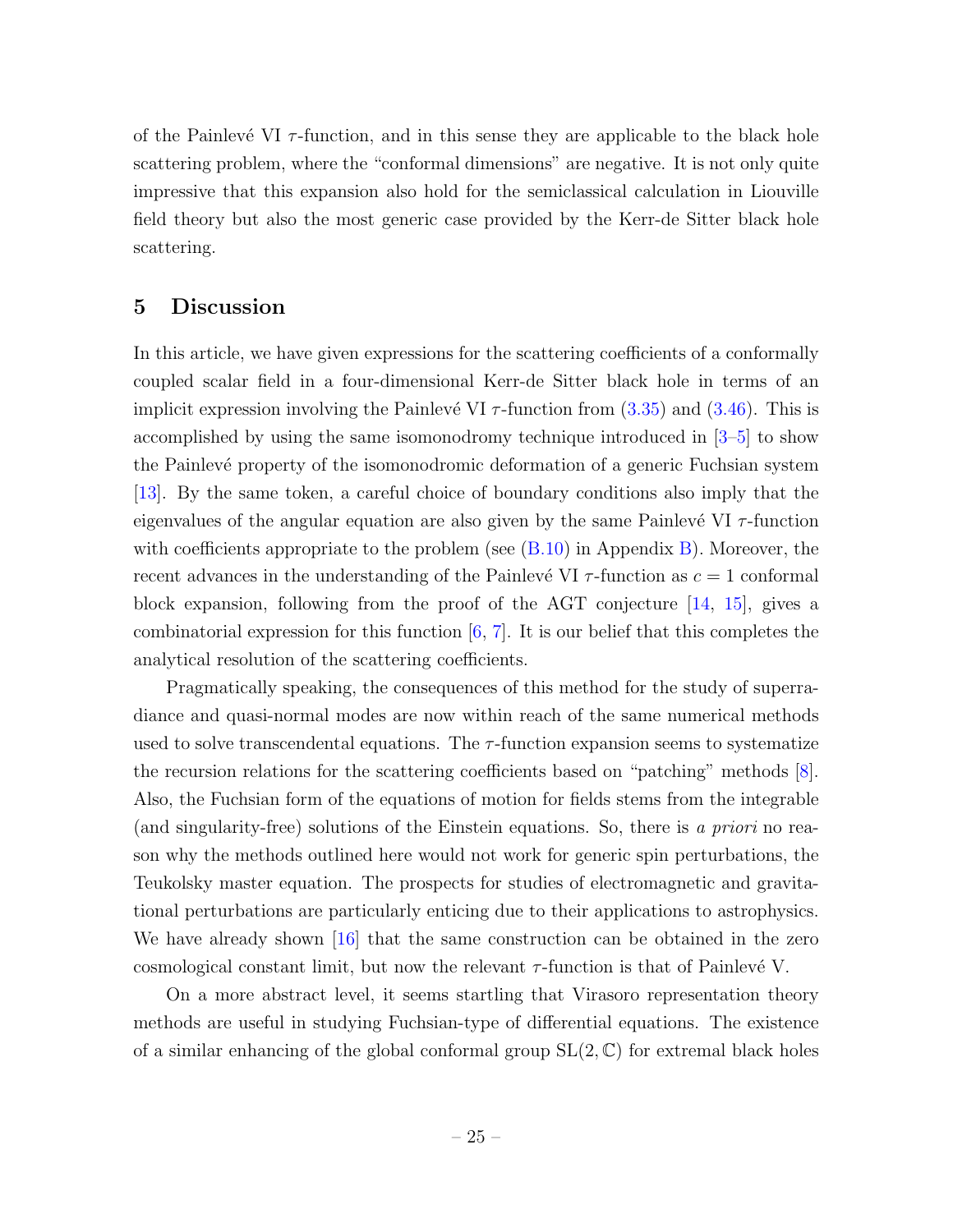of the Painlevé VI $\tau$-function, and in this sense they are applicable to the black hole scattering problem, where the "conformal dimensions" are negative. It is not only quite impressive that this expansion also hold for the semiclassical calculation in Liouville field theory but also the most generic case provided by the Kerr-de Sitter black hole scattering.

## 5 Discussion

In this article, we have given expressions for the scattering coefficients of a conformally coupled scalar field in a four-dimensional Kerr-de Sitter black hole in terms of an implicit expression involving the Painlevé VI $\tau$-function from (3.35) and (3.46). This is accomplished by using the same isomonodromy technique introduced in [3–5] to show the Painlevé property of the isomonodromic deformation of a generic Fuchsian system [13]. By the same token, a careful choice of boundary conditions also imply that the eigenvalues of the angular equation are also given by the same Painlevé VI $\tau$-function with coefficients appropriate to the problem (see (B.10) in Appendix B). Moreover, the recent advances in the understanding of the Painlevé VI $\tau$-function as $c = 1$ conformal block expansion, following from the proof of the AGT conjecture [14, 15], gives a combinatorial expression for this function [6, 7]. It is our belief that this completes the analytical resolution of the scattering coefficients.

Pragmatically speaking, the consequences of this method for the study of superradiance and quasi-normal modes are now within reach of the same numerical methods used to solve transcendental equations. The $\tau$-function expansion seems to systematize the recursion relations for the scattering coefficients based on "patching" methods [8]. Also, the Fuchsian form of the equations of motion for fields stems from the integrable (and singularity-free) solutions of the Einstein equations. So, there is *a priori* no reason why the methods outlined here would not work for generic spin perturbations, the Teukolsky master equation. The prospects for studies of electromagnetic and gravitational perturbations are particularly enticing due to their applications to astrophysics. We have already shown [16] that the same construction can be obtained in the zero cosmological constant limit, but now the relevant $\tau$-function is that of Painlevé V.

On a more abstract level, it seems startling that Virasoro representation theory methods are useful in studying Fuchsian-type of differential equations. The existence of a similar enhancing of the global conformal group $\mathrm{SL}(2, \mathbb{C})$ for extremal black holes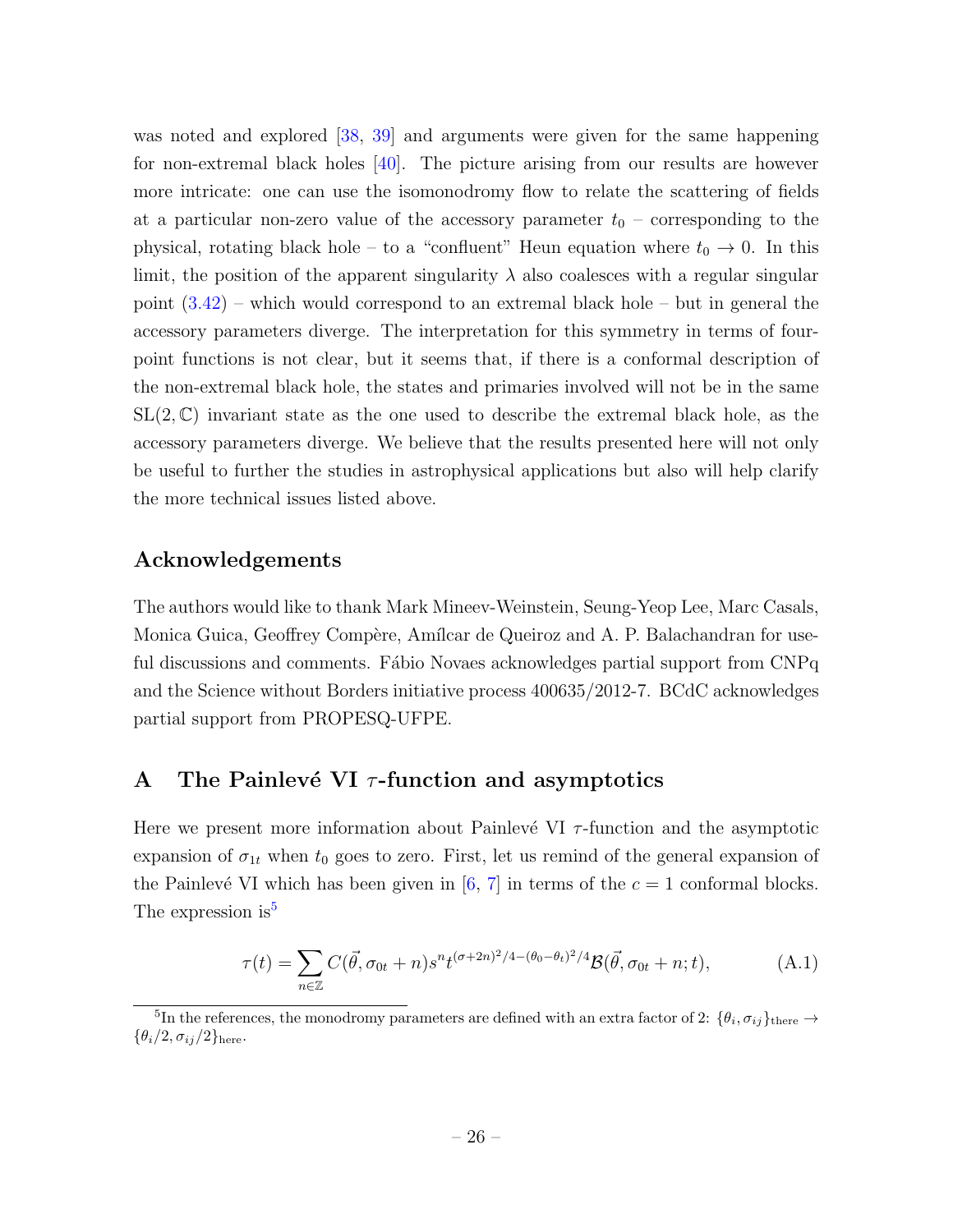was noted and explored [38, 39] and arguments were given for the same happening for non-extremal black holes [40]. The picture arising from our results are however more intricate: one can use the isomonodromy flow to relate the scattering of fields at a particular non-zero value of the accessory parameter $t_0$ – corresponding to the physical, rotating black hole – to a "confluent" Heun equation where $t_0 \to 0$. In this limit, the position of the apparent singularity $\lambda$ also coalesces with a regular singular point (3.42) – which would correspond to an extremal black hole – but in general the accessory parameters diverge. The interpretation for this symmetry in terms of four-point functions is not clear, but it seems that, if there is a conformal description of the non-extremal black hole, the states and primaries involved will not be in the same $\mathrm{SL}(2,\mathbb{C})$ invariant state as the one used to describe the extremal black hole, as the accessory parameters diverge. We believe that the results presented here will not only be useful to further the studies in astrophysical applications but also will help clarify the more technical issues listed above.

## Acknowledgements

The authors would like to thank Mark Mineev-Weinstein, Seung-Yeop Lee, Marc Casals, Monica Guica, Geoffrey Compère, Amílcar de Queiroz and A. P. Balachandran for useful discussions and comments. Fábio Novaes acknowledges partial support from CNPq and the Science without Borders initiative process 400635/2012-7. BCdC acknowledges partial support from PROPESQ-UFPE.

## A The Painlevé VI $\tau$-function and asymptotics

Here we present more information about Painlevé VI $\tau$-function and the asymptotic expansion of $\sigma_{1t}$ when $t_0$ goes to zero. First, let us remind of the general expansion of the Painlevé VI which has been given in [6, 7] in terms of the $c = 1$ conformal blocks. The expression is[5]

$$\tau(t) = \sum_{n\in\mathbb{Z}} C(\vec{\theta}, \sigma_{0t} + n) s^n t^{(\sigma+2n)^2/4-(\theta_0-\theta_t)^2/4} \mathcal{B}(\vec{\theta}, \sigma_{0t} + n; t), \tag{A.1}$$

[5] In the references, the monodromy parameters are defined with an extra factor of 2: $\{\theta_i, \sigma_{ij}\}_{\text{there}} \to \{\theta_i/2, \sigma_{ij}/2\}_{\text{here}}$.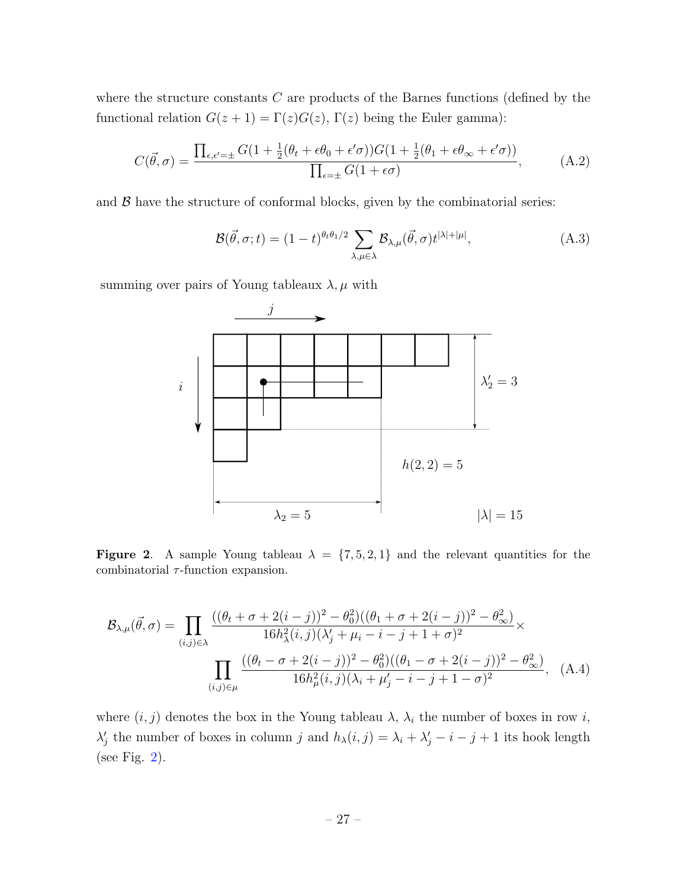where the structure constants $C$ are products of the Barnes functions (defined by the functional relation $G(z+1) = \Gamma(z)G(z)$, $\Gamma(z)$ being the Euler gamma):

$$C(\vec{\theta}, \sigma) = \frac{\prod_{\epsilon,\epsilon'=\pm} G(1 + \frac{1}{2}(\theta_t + \epsilon\theta_0 + \epsilon'\sigma))G(1 + \frac{1}{2}(\theta_1 + \epsilon\theta_\infty + \epsilon'\sigma))}{\prod_{\epsilon=\pm} G(1 + \epsilon\sigma)}, \tag{A.2}$$

and $\mathcal{B}$ have the structure of conformal blocks, given by the combinatorial series:

$$\mathcal{B}(\vec{\theta}, \sigma; t) = (1-t)^{\theta_t\theta_1/2} \sum_{\lambda,\mu\in\lambda} \mathcal{B}_{\lambda,\mu}(\vec{\theta}, \sigma) t^{|\lambda|+|\mu|}, \tag{A.3}$$

summing over pairs of Young tableaux $\lambda, \mu$ with

$j$

$i$

$\lambda'_2 = 3$

$h(2,2) = 5$

$\lambda_2 = 5$

$|\lambda| = 15$

**Figure 2**. A sample Young tableau $\lambda = \{7, 5, 2, 1\}$ and the relevant quantities for the combinatorial $\tau$-function expansion.

$$\mathcal{B}_{\lambda,\mu}(\vec{\theta}, \sigma) = \prod_{(i,j)\in\lambda} \frac{((\theta_t + \sigma + 2(i-j))^2 - \theta_0^2)((\theta_1 + \sigma + 2(i-j))^2 - \theta_\infty^2)}{16h_\lambda^2(i,j)(\lambda'_j + \mu_i - i - j + 1 + \sigma)^2} \times$$
$$\prod_{(i,j)\in\mu} \frac{((\theta_t - \sigma + 2(i-j))^2 - \theta_0^2)((\theta_1 - \sigma + 2(i-j))^2 - \theta_\infty^2)}{16h_\mu^2(i,j)(\lambda_i + \mu'_j - i - j + 1 - \sigma)^2}, \tag{A.4}$$

where $(i,j)$ denotes the box in the Young tableau $\lambda$, $\lambda_i$ the number of boxes in row $i$, $\lambda'_j$ the number of boxes in column $j$ and $h_\lambda(i,j) = \lambda_i + \lambda'_j - i - j + 1$ its hook length (see Fig. 2).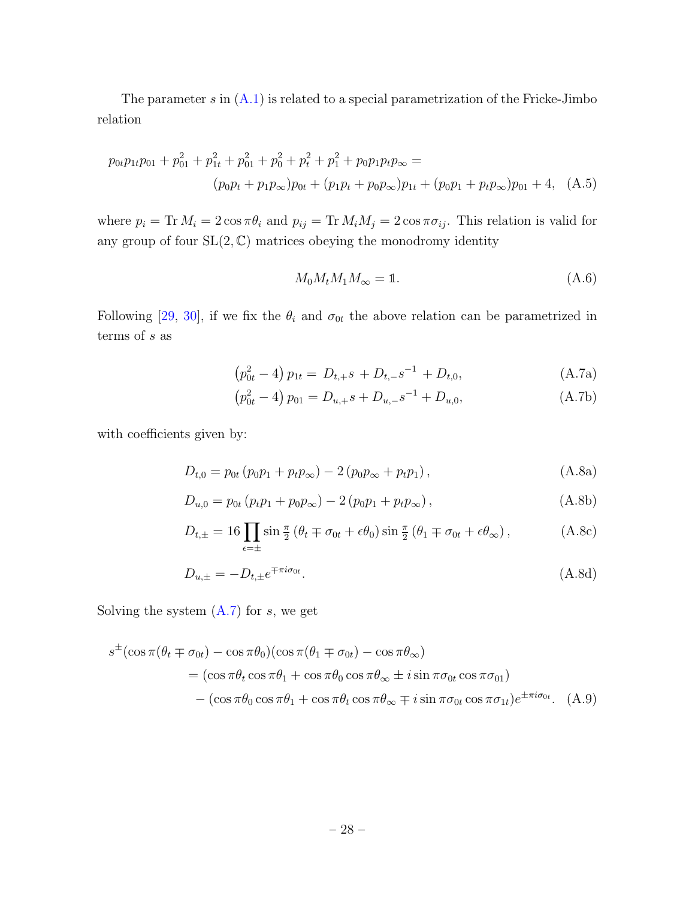The parameter $s$ in (A.1) is related to a special parametrization of the Fricke-Jimbo relation

$$
\begin{aligned}
p_{0t}p_{1t}p_{01} + p_{01}^2 + p_{1t}^2 + p_{01}^2 + p_0^2 + p_t^2 + p_1^2 + p_0p_1p_tp_\infty = \\
(p_0p_t + p_1p_\infty)p_{0t} + (p_1p_t + p_0p_\infty)p_{1t} + (p_0p_1 + p_tp_\infty)p_{01} + 4, \quad \text{(A.5)}
\end{aligned}
$$

where $p_i = \operatorname{Tr} M_i = 2\cos\pi\theta_i$ and $p_{ij} = \operatorname{Tr} M_iM_j = 2\cos\pi\sigma_{ij}$. This relation is valid for any group of four $\mathrm{SL}(2,\mathbb{C})$ matrices obeying the monodromy identity

$$
M_0M_tM_1M_\infty = \mathbb{1}. \tag{A.6}
$$

Following [29, 30], if we fix the $\theta_i$ and $\sigma_{0t}$ the above relation can be parametrized in terms of $s$ as

$$
\left(p_{0t}^2 - 4\right)p_{1t} = D_{t,+}s + D_{t,-}s^{-1} + D_{t,0}, \tag{A.7a}
$$

$$
\left(p_{0t}^2 - 4\right)p_{01} = D_{u,+}s + D_{u,-}s^{-1} + D_{u,0}, \tag{A.7b}
$$

with coefficients given by:

$$
D_{t,0} = p_{0t}\left(p_0p_1 + p_tp_\infty\right) - 2\left(p_0p_\infty + p_tp_1\right), \tag{A.8a}
$$

$$
D_{u,0} = p_{0t}\left(p_tp_1 + p_0p_\infty\right) - 2\left(p_0p_1 + p_tp_\infty\right), \tag{A.8b}
$$

$$
D_{t,\pm} = 16\prod_{\epsilon=\pm}\sin\tfrac{\pi}{2}\left(\theta_t \mp \sigma_{0t} + \epsilon\theta_0\right)\sin\tfrac{\pi}{2}\left(\theta_1 \mp \sigma_{0t} + \epsilon\theta_\infty\right), \tag{A.8c}
$$

$$
D_{u,\pm} = -D_{t,\pm}e^{\mp\pi i\sigma_{0t}}. \tag{A.8d}
$$

Solving the system (A.7) for $s$, we get

$$
\begin{aligned}
s^{\pm}(\cos\pi(\theta_t \mp \sigma_{0t}) - \cos\pi\theta_0)(\cos\pi(\theta_1 \mp \sigma_{0t}) - \cos\pi\theta_\infty) \\
= (\cos\pi\theta_t\cos\pi\theta_1 + \cos\pi\theta_0\cos\pi\theta_\infty \pm i\sin\pi\sigma_{0t}\cos\pi\sigma_{01}) \\
- (\cos\pi\theta_0\cos\pi\theta_1 + \cos\pi\theta_t\cos\pi\theta_\infty \mp i\sin\pi\sigma_{0t}\cos\pi\sigma_{1t})e^{\pm\pi i\sigma_{0t}}. \quad \text{(A.9)}
\end{aligned}
$$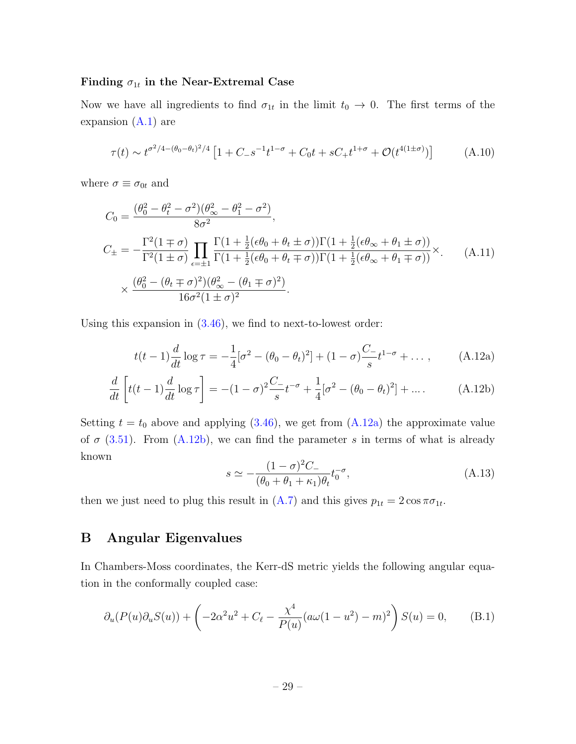**Finding $\sigma_{1t}$ in the Near-Extremal Case**

Now we have all ingredients to find $\sigma_{1t}$ in the limit $t_0 \to 0$. The first terms of the expansion (A.1) are

$$\tau(t) \sim t^{\sigma^2/4-(\theta_0-\theta_t)^2/4}\left[1+C_- s^{-1}t^{1-\sigma}+C_0 t+sC_+ t^{1+\sigma}+\mathcal{O}(t^{4(1\pm\sigma)})\right] \tag{A.10}$$

where $\sigma \equiv \sigma_{0t}$ and

$$\begin{aligned}
C_0 &= \frac{(\theta_0^2-\theta_t^2-\sigma^2)(\theta_\infty^2-\theta_1^2-\sigma^2)}{8\sigma^2},\\
C_\pm &= -\frac{\Gamma^2(1\mp\sigma)}{\Gamma^2(1\pm\sigma)}\prod_{\epsilon=\pm1}\frac{\Gamma(1+\frac{1}{2}(\epsilon\theta_0+\theta_t\pm\sigma))\Gamma(1+\frac{1}{2}(\epsilon\theta_\infty+\theta_1\pm\sigma))}{\Gamma(1+\frac{1}{2}(\epsilon\theta_0+\theta_t\mp\sigma))\Gamma(1+\frac{1}{2}(\epsilon\theta_\infty+\theta_1\mp\sigma))}\times.\\
&\times\frac{(\theta_0^2-(\theta_t\mp\sigma)^2)(\theta_\infty^2-(\theta_1\mp\sigma)^2)}{16\sigma^2(1\pm\sigma)^2}.
\end{aligned} \tag{A.11}$$

Using this expansion in (3.46), we find to next-to-lowest order:

$$t(t-1)\frac{d}{dt}\log\tau = -\frac{1}{4}[\sigma^2-(\theta_0-\theta_t)^2]+(1-\sigma)\frac{C_-}{s}t^{1-\sigma}+\dots, \tag{A.12a}$$

$$\frac{d}{dt}\left[t(t-1)\frac{d}{dt}\log\tau\right] = -(1-\sigma)^2\frac{C_-}{s}t^{-\sigma}+\frac{1}{4}[\sigma^2-(\theta_0-\theta_t)^2]+\dots. \tag{A.12b}$$

Setting $t=t_0$ above and applying (3.46), we get from (A.12a) the approximate value of $\sigma$ (3.51). From (A.12b), we can find the parameter $s$ in terms of what is already known

$$s \simeq -\frac{(1-\sigma)^2 C_-}{(\theta_0+\theta_1+\kappa_1)\theta_t}t_0^{-\sigma}, \tag{A.13}$$

then we just need to plug this result in (A.7) and this gives $p_{1t}=2\cos\pi\sigma_{1t}$.

# B Angular Eigenvalues

In Chambers-Moss coordinates, the Kerr-dS metric yields the following angular equation in the conformally coupled case:

$$\partial_u(P(u)\partial_u S(u))+\left(-2\alpha^2u^2+C_\ell-\frac{\chi^4}{P(u)}(a\omega(1-u^2)-m)^2\right)S(u)=0, \tag{B.1}$$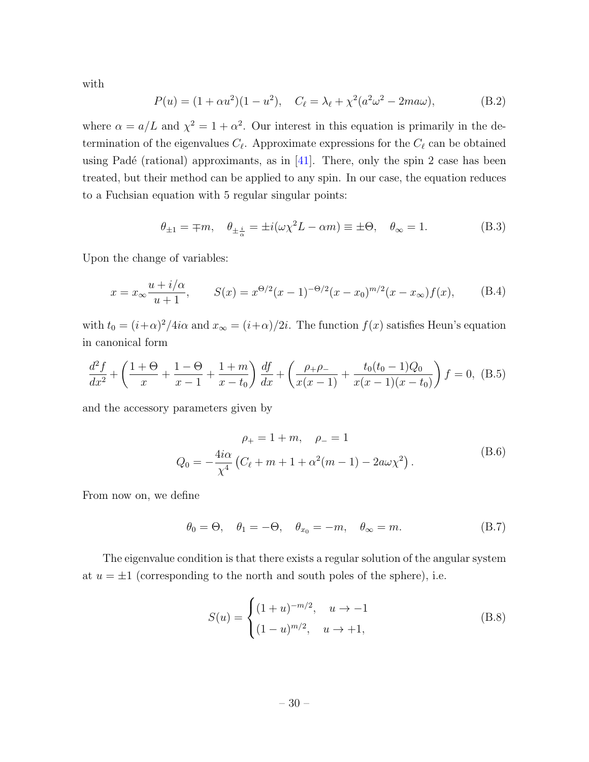with

$$P(u) = (1+\alpha u^2)(1-u^2), \quad C_\ell = \lambda_\ell + \chi^2(a^2\omega^2 - 2ma\omega), \tag{B.2}$$

where $\alpha = a/L$ and $\chi^2 = 1+\alpha^2$. Our interest in this equation is primarily in the determination of the eigenvalues $C_\ell$. Approximate expressions for the $C_\ell$ can be obtained using Padé (rational) approximants, as in [41]. There, only the spin 2 case has been treated, but their method can be applied to any spin. In our case, the equation reduces to a Fuchsian equation with 5 regular singular points:

$$\theta_{\pm 1} = \mp m, \quad \theta_{\pm \frac{i}{\alpha}} = \pm i(\omega\chi^2 L - \alpha m) \equiv \pm\Theta, \quad \theta_\infty = 1. \tag{B.3}$$

Upon the change of variables:

$$x = x_\infty \frac{u + i/\alpha}{u+1}, \qquad S(x) = x^{\Theta/2}(x-1)^{-\Theta/2}(x-x_0)^{m/2}(x-x_\infty)f(x), \tag{B.4}$$

with $t_0 = (i+\alpha)^2/4i\alpha$ and $x_\infty = (i+\alpha)/2i$. The function $f(x)$ satisfies Heun's equation in canonical form

$$\frac{d^2f}{dx^2} + \left(\frac{1+\Theta}{x} + \frac{1-\Theta}{x-1} + \frac{1+m}{x-t_0}\right)\frac{df}{dx} + \left(\frac{\rho_+\rho_-}{x(x-1)} + \frac{t_0(t_0-1)Q_0}{x(x-1)(x-t_0)}\right)f = 0, \tag{B.5}$$

and the accessory parameters given by

$$\begin{gathered}\rho_+ = 1+m, \quad \rho_- = 1 \\ Q_0 = -\frac{4i\alpha}{\chi^4}\left(C_\ell + m + 1 + \alpha^2(m-1) - 2a\omega\chi^2\right).\end{gathered} \tag{B.6}$$

From now on, we define

$$\theta_0 = \Theta, \quad \theta_1 = -\Theta, \quad \theta_{x_0} = -m, \quad \theta_\infty = m. \tag{B.7}$$

The eigenvalue condition is that there exists a regular solution of the angular system at $u = \pm 1$ (corresponding to the north and south poles of the sphere), i.e.

$$S(u) = \begin{cases} (1+u)^{-m/2}, & u \to -1 \\ (1-u)^{m/2}, & u \to +1, \end{cases} \tag{B.8}$$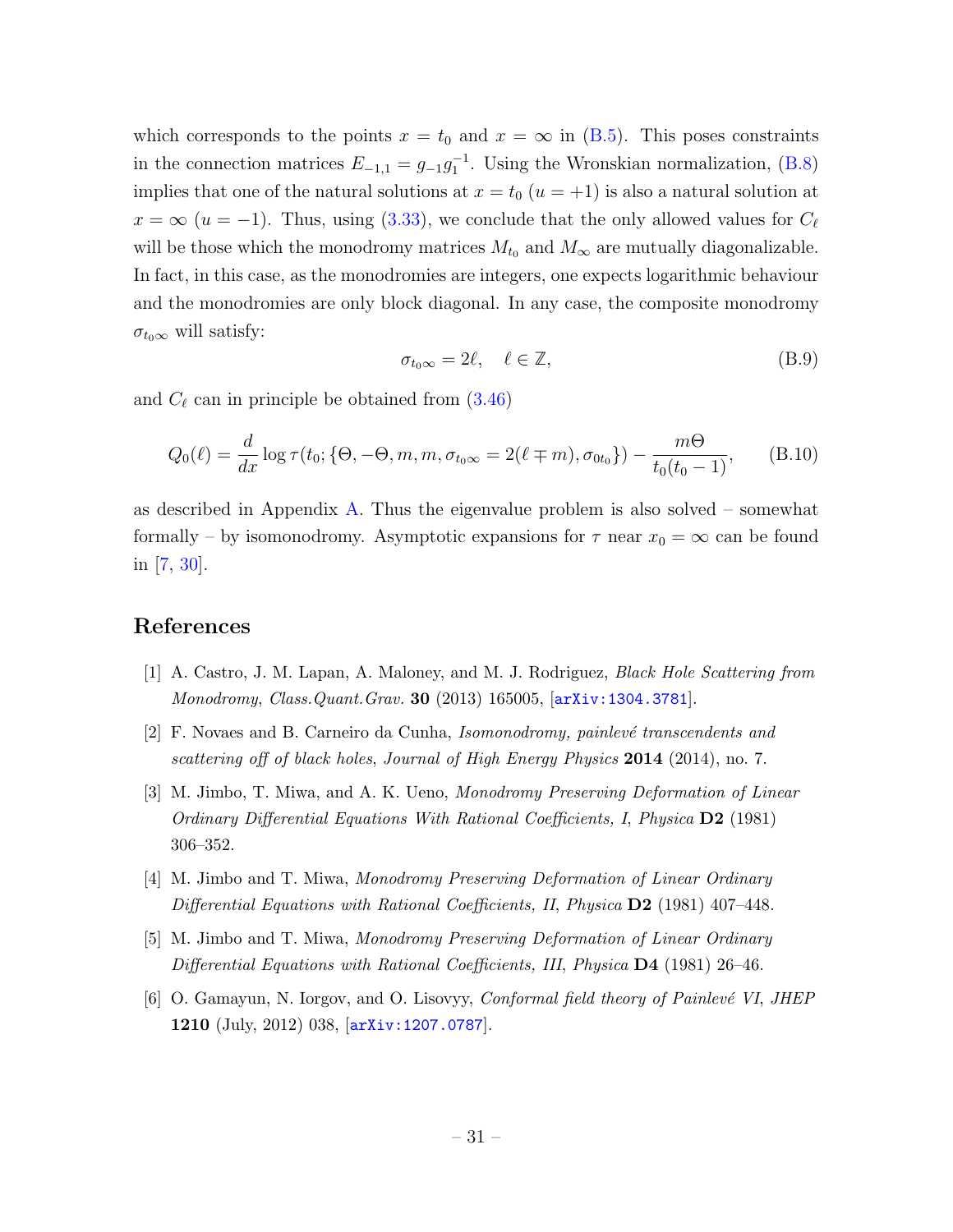which corresponds to the points $x = t_0$ and $x = \infty$ in (B.5). This poses constraints in the connection matrices $E_{-1,1} = g_{-1}g_1^{-1}$. Using the Wronskian normalization, (B.8) implies that one of the natural solutions at $x = t_0$ ($u = +1$) is also a natural solution at $x = \infty$ ($u = -1$). Thus, using (3.33), we conclude that the only allowed values for $C_\ell$ will be those which the monodromy matrices $M_{t_0}$ and $M_\infty$ are mutually diagonalizable. In fact, in this case, as the monodromies are integers, one expects logarithmic behaviour and the monodromies are only block diagonal. In any case, the composite monodromy $\sigma_{t_0\infty}$ will satisfy:

$$\sigma_{t_0\infty} = 2\ell, \quad \ell \in \mathbb{Z}, \tag{B.9}$$

and $C_\ell$ can in principle be obtained from (3.46)

$$Q_0(\ell) = \frac{d}{dx}\log\tau(t_0; \{\Theta, -\Theta, m, m, \sigma_{t_0\infty} = 2(\ell \mp m), \sigma_{0t_0}\}) - \frac{m\Theta}{t_0(t_0-1)}, \tag{B.10}$$

as described in Appendix A. Thus the eigenvalue problem is also solved – somewhat formally – by isomonodromy. Asymptotic expansions for $\tau$ near $x_0 = \infty$ can be found in [7, 30].

## References

[1] A. Castro, J. M. Lapan, A. Maloney, and M. J. Rodriguez, *Black Hole Scattering from Monodromy*, *Class.Quant.Grav.* **30** (2013) 165005, [arXiv:1304.3781].

[2] F. Novaes and B. Carneiro da Cunha, *Isomonodromy, painlevé transcendents and scattering off of black holes*, *Journal of High Energy Physics* **2014** (2014), no. 7.

[3] M. Jimbo, T. Miwa, and A. K. Ueno, *Monodromy Preserving Deformation of Linear Ordinary Differential Equations With Rational Coefficients, I*, *Physica* **D2** (1981) 306–352.

[4] M. Jimbo and T. Miwa, *Monodromy Preserving Deformation of Linear Ordinary Differential Equations with Rational Coefficients, II*, *Physica* **D2** (1981) 407–448.

[5] M. Jimbo and T. Miwa, *Monodromy Preserving Deformation of Linear Ordinary Differential Equations with Rational Coefficients, III*, *Physica* **D4** (1981) 26–46.

[6] O. Gamayun, N. Iorgov, and O. Lisovyy, *Conformal field theory of Painlevé VI*, *JHEP* **1210** (July, 2012) 038, [arXiv:1207.0787].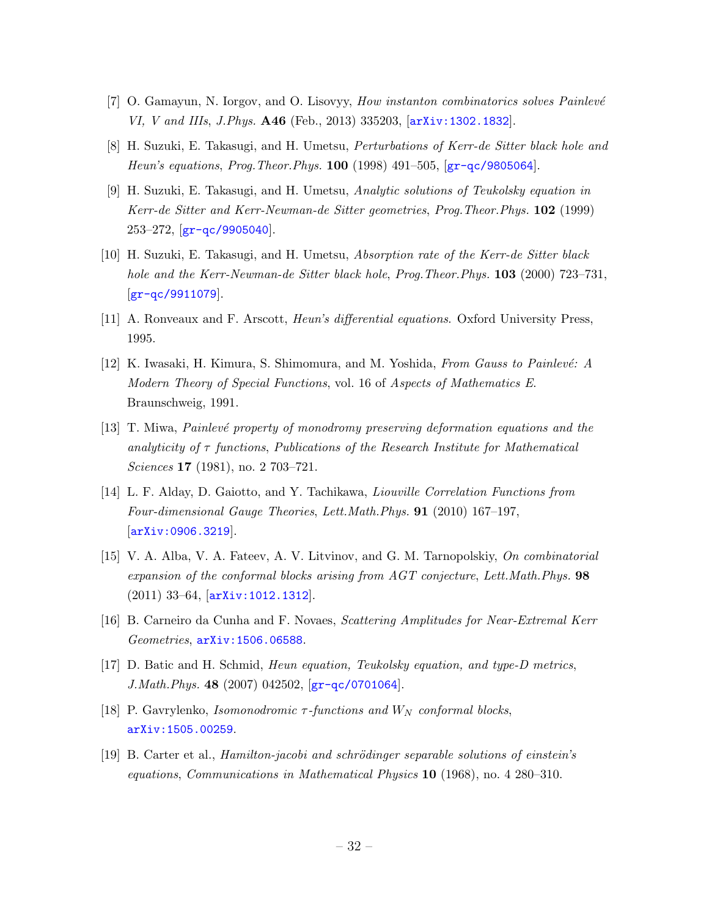[7] O. Gamayun, N. Iorgov, and O. Lisovyy, *How instanton combinatorics solves Painlevé VI, V and IIIs*, *J.Phys.* **A46** (Feb., 2013) 335203, [arXiv:1302.1832].

[8] H. Suzuki, E. Takasugi, and H. Umetsu, *Perturbations of Kerr-de Sitter black hole and Heun's equations*, *Prog.Theor.Phys.* **100** (1998) 491–505, [gr-qc/9805064].

[9] H. Suzuki, E. Takasugi, and H. Umetsu, *Analytic solutions of Teukolsky equation in Kerr-de Sitter and Kerr-Newman-de Sitter geometries*, *Prog.Theor.Phys.* **102** (1999) 253–272, [gr-qc/9905040].

[10] H. Suzuki, E. Takasugi, and H. Umetsu, *Absorption rate of the Kerr-de Sitter black hole and the Kerr-Newman-de Sitter black hole*, *Prog.Theor.Phys.* **103** (2000) 723–731, [gr-qc/9911079].

[11] A. Ronveaux and F. Arscott, *Heun's differential equations*. Oxford University Press, 1995.

[12] K. Iwasaki, H. Kimura, S. Shimomura, and M. Yoshida, *From Gauss to Painlevé: A Modern Theory of Special Functions*, vol. 16 of *Aspects of Mathematics E*. Braunschweig, 1991.

[13] T. Miwa, *Painlevé property of monodromy preserving deformation equations and the analyticity of $\tau$ functions*, *Publications of the Research Institute for Mathematical Sciences* **17** (1981), no. 2 703–721.

[14] L. F. Alday, D. Gaiotto, and Y. Tachikawa, *Liouville Correlation Functions from Four-dimensional Gauge Theories*, *Lett.Math.Phys.* **91** (2010) 167–197, [arXiv:0906.3219].

[15] V. A. Alba, V. A. Fateev, A. V. Litvinov, and G. M. Tarnopolskiy, *On combinatorial expansion of the conformal blocks arising from AGT conjecture*, *Lett.Math.Phys.* **98** (2011) 33–64, [arXiv:1012.1312].

[16] B. Carneiro da Cunha and F. Novaes, *Scattering Amplitudes for Near-Extremal Kerr Geometries*, arXiv:1506.06588.

[17] D. Batic and H. Schmid, *Heun equation, Teukolsky equation, and type-D metrics*, *J.Math.Phys.* **48** (2007) 042502, [gr-qc/0701064].

[18] P. Gavrylenko, *Isomonodromic $\tau$-functions and $W_N$ conformal blocks*, arXiv:1505.00259.

[19] B. Carter et al., *Hamilton-jacobi and schrödinger separable solutions of einstein's equations*, *Communications in Mathematical Physics* **10** (1968), no. 4 280–310.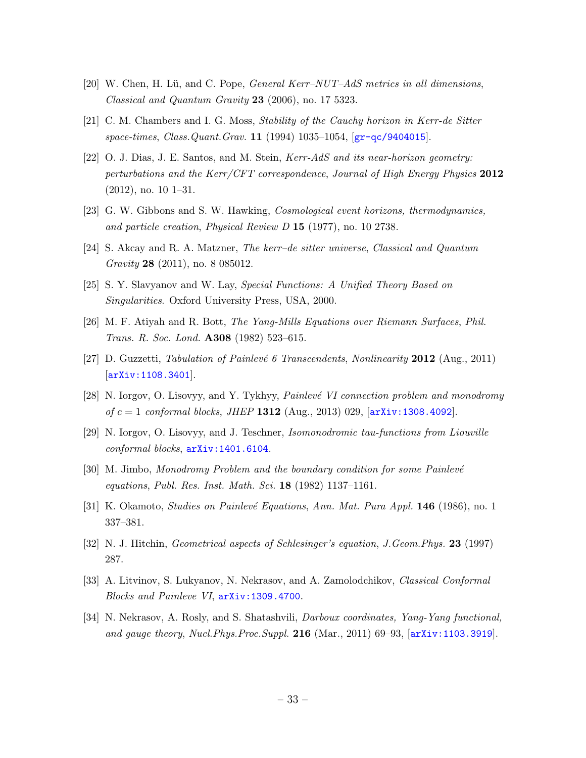[20] W. Chen, H. Lü, and C. Pope, *General Kerr–NUT–AdS metrics in all dimensions*, *Classical and Quantum Gravity* **23** (2006), no. 17 5323.

[21] C. M. Chambers and I. G. Moss, *Stability of the Cauchy horizon in Kerr-de Sitter space-times*, *Class.Quant.Grav.* **11** (1994) 1035–1054, [gr-qc/9404015].

[22] O. J. Dias, J. E. Santos, and M. Stein, *Kerr-AdS and its near-horizon geometry: perturbations and the Kerr/CFT correspondence*, *Journal of High Energy Physics* **2012** (2012), no. 10 1–31.

[23] G. W. Gibbons and S. W. Hawking, *Cosmological event horizons, thermodynamics, and particle creation*, *Physical Review D* **15** (1977), no. 10 2738.

[24] S. Akcay and R. A. Matzner, *The kerr–de sitter universe*, *Classical and Quantum Gravity* **28** (2011), no. 8 085012.

[25] S. Y. Slavyanov and W. Lay, *Special Functions: A Unified Theory Based on Singularities*. Oxford University Press, USA, 2000.

[26] M. F. Atiyah and R. Bott, *The Yang-Mills Equations over Riemann Surfaces*, *Phil. Trans. R. Soc. Lond.* **A308** (1982) 523–615.

[27] D. Guzzetti, *Tabulation of Painlevé 6 Transcendents*, *Nonlinearity* **2012** (Aug., 2011) [arXiv:1108.3401].

[28] N. Iorgov, O. Lisovyy, and Y. Tykhyy, *Painlevé VI connection problem and monodromy of $c = 1$ conformal blocks*, *JHEP* **1312** (Aug., 2013) 029, [arXiv:1308.4092].

[29] N. Iorgov, O. Lisovyy, and J. Teschner, *Isomonodromic tau-functions from Liouville conformal blocks*, arXiv:1401.6104.

[30] M. Jimbo, *Monodromy Problem and the boundary condition for some Painlevé equations*, *Publ. Res. Inst. Math. Sci.* **18** (1982) 1137–1161.

[31] K. Okamoto, *Studies on Painlevé Equations*, *Ann. Mat. Pura Appl.* **146** (1986), no. 1 337–381.

[32] N. J. Hitchin, *Geometrical aspects of Schlesinger's equation*, *J.Geom.Phys.* **23** (1997) 287.

[33] A. Litvinov, S. Lukyanov, N. Nekrasov, and A. Zamolodchikov, *Classical Conformal Blocks and Painleve VI*, arXiv:1309.4700.

[34] N. Nekrasov, A. Rosly, and S. Shatashvili, *Darboux coordinates, Yang-Yang functional, and gauge theory*, *Nucl.Phys.Proc.Suppl.* **216** (Mar., 2011) 69–93, [arXiv:1103.3919].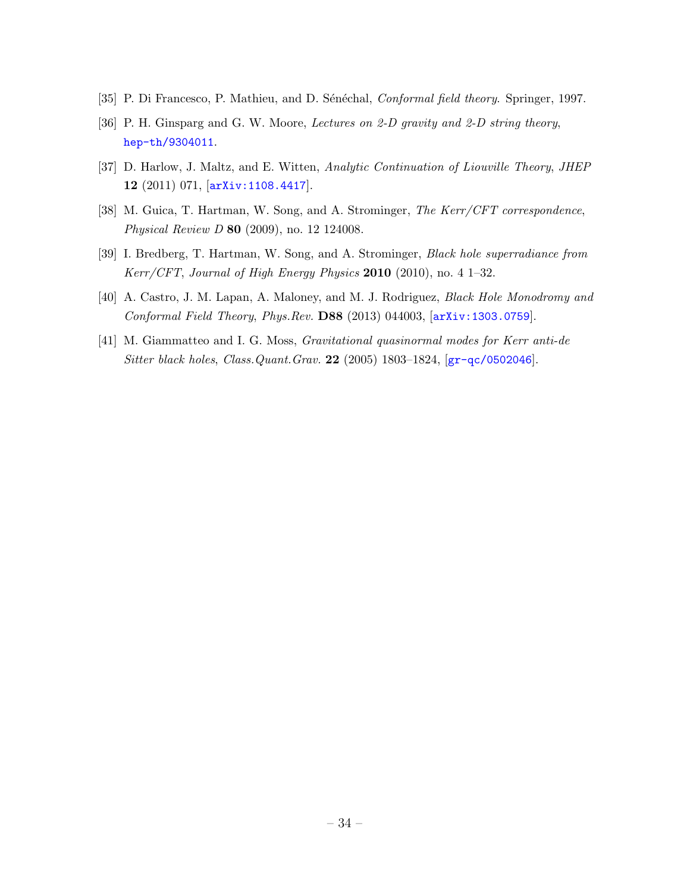[35] P. Di Francesco, P. Mathieu, and D. Sénéchal, *Conformal field theory*. Springer, 1997.

[36] P. H. Ginsparg and G. W. Moore, *Lectures on 2-D gravity and 2-D string theory*, hep-th/9304011.

[37] D. Harlow, J. Maltz, and E. Witten, *Analytic Continuation of Liouville Theory*, *JHEP* **12** (2011) 071, [arXiv:1108.4417].

[38] M. Guica, T. Hartman, W. Song, and A. Strominger, *The Kerr/CFT correspondence*, *Physical Review D* **80** (2009), no. 12 124008.

[39] I. Bredberg, T. Hartman, W. Song, and A. Strominger, *Black hole superradiance from Kerr/CFT*, *Journal of High Energy Physics* **2010** (2010), no. 4 1–32.

[40] A. Castro, J. M. Lapan, A. Maloney, and M. J. Rodriguez, *Black Hole Monodromy and Conformal Field Theory*, *Phys.Rev.* **D88** (2013) 044003, [arXiv:1303.0759].

[41] M. Giammatteo and I. G. Moss, *Gravitational quasinormal modes for Kerr anti-de Sitter black holes*, *Class.Quant.Grav.* **22** (2005) 1803–1824, [gr-qc/0502046].